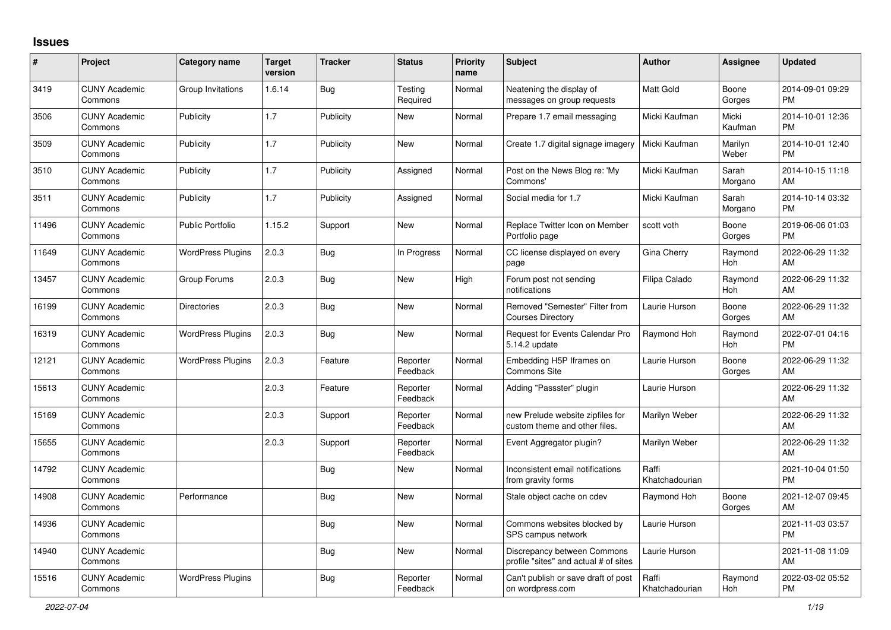# Issues

| # | Project | Category name | Target version | Tracker | Status | Priority name | Subject | Author | Assignee | Updated |
|---|---|---|---|---|---|---|---|---|---|---|
| 3419 | CUNY Academic Commons | Group Invitations | 1.6.14 | Bug | Testing Required | Normal | Neatening the display of messages on group requests | Matt Gold | Boone Gorges | 2014-09-01 09:29 PM |
| 3506 | CUNY Academic Commons | Publicity | 1.7 | Publicity | New | Normal | Prepare 1.7 email messaging | Micki Kaufman | Micki Kaufman | 2014-10-01 12:36 PM |
| 3509 | CUNY Academic Commons | Publicity | 1.7 | Publicity | New | Normal | Create 1.7 digital signage imagery | Micki Kaufman | Marilyn Weber | 2014-10-01 12:40 PM |
| 3510 | CUNY Academic Commons | Publicity | 1.7 | Publicity | Assigned | Normal | Post on the News Blog re: 'My Commons' | Micki Kaufman | Sarah Morgano | 2014-10-15 11:18 AM |
| 3511 | CUNY Academic Commons | Publicity | 1.7 | Publicity | Assigned | Normal | Social media for 1.7 | Micki Kaufman | Sarah Morgano | 2014-10-14 03:32 PM |
| 11496 | CUNY Academic Commons | Public Portfolio | 1.15.2 | Support | New | Normal | Replace Twitter Icon on Member Portfolio page | scott voth | Boone Gorges | 2019-06-06 01:03 PM |
| 11649 | CUNY Academic Commons | WordPress Plugins | 2.0.3 | Bug | In Progress | Normal | CC license displayed on every page | Gina Cherry | Raymond Hoh | 2022-06-29 11:32 AM |
| 13457 | CUNY Academic Commons | Group Forums | 2.0.3 | Bug | New | High | Forum post not sending notifications | Filipa Calado | Raymond Hoh | 2022-06-29 11:32 AM |
| 16199 | CUNY Academic Commons | Directories | 2.0.3 | Bug | New | Normal | Removed "Semester" Filter from Courses Directory | Laurie Hurson | Boone Gorges | 2022-06-29 11:32 AM |
| 16319 | CUNY Academic Commons | WordPress Plugins | 2.0.3 | Bug | New | Normal | Request for Events Calendar Pro 5.14.2 update | Raymond Hoh | Raymond Hoh | 2022-07-01 04:16 PM |
| 12121 | CUNY Academic Commons | WordPress Plugins | 2.0.3 | Feature | Reporter Feedback | Normal | Embedding H5P Iframes on Commons Site | Laurie Hurson | Boone Gorges | 2022-06-29 11:32 AM |
| 15613 | CUNY Academic Commons | | 2.0.3 | Feature | Reporter Feedback | Normal | Adding "Passster" plugin | Laurie Hurson | | 2022-06-29 11:32 AM |
| 15169 | CUNY Academic Commons | | 2.0.3 | Support | Reporter Feedback | Normal | new Prelude website zipfiles for custom theme and other files. | Marilyn Weber | | 2022-06-29 11:32 AM |
| 15655 | CUNY Academic Commons | | 2.0.3 | Support | Reporter Feedback | Normal | Event Aggregator plugin? | Marilyn Weber | | 2022-06-29 11:32 AM |
| 14792 | CUNY Academic Commons | | | Bug | New | Normal | Inconsistent email notifications from gravity forms | Raffi Khatchadourian | | 2021-10-04 01:50 PM |
| 14908 | CUNY Academic Commons | Performance | | Bug | New | Normal | Stale object cache on cdev | Raymond Hoh | Boone Gorges | 2021-12-07 09:45 AM |
| 14936 | CUNY Academic Commons | | | Bug | New | Normal | Commons websites blocked by SPS campus network | Laurie Hurson | | 2021-11-03 03:57 PM |
| 14940 | CUNY Academic Commons | | | Bug | New | Normal | Discrepancy between Commons profile "sites" and actual # of sites | Laurie Hurson | | 2021-11-08 11:09 AM |
| 15516 | CUNY Academic Commons | WordPress Plugins | | Bug | Reporter Feedback | Normal | Can't publish or save draft of post on wordpress.com | Raffi Khatchadourian | Raymond Hoh | 2022-03-02 05:52 PM |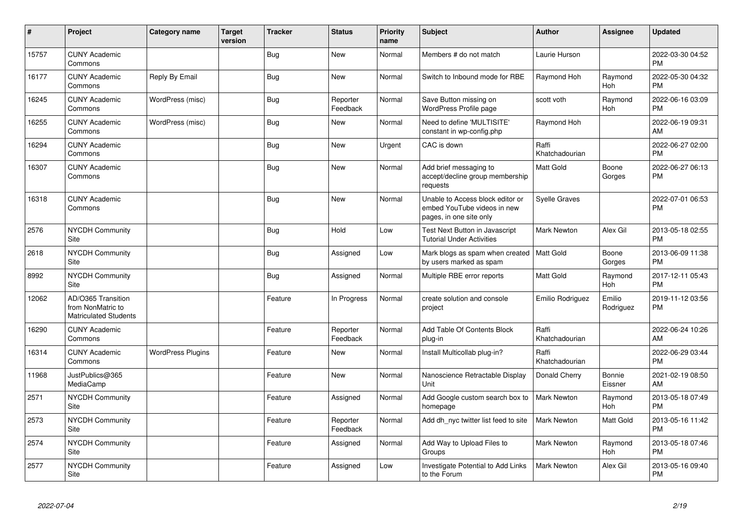| # | Project | Category name | Target version | Tracker | Status | Priority name | Subject | Author | Assignee | Updated |
|---|---|---|---|---|---|---|---|---|---|---|
| 15757 | CUNY Academic Commons | | | Bug | New | Normal | Members # do not match | Laurie Hurson | | 2022-03-30 04:52 PM |
| 16177 | CUNY Academic Commons | Reply By Email | | Bug | New | Normal | Switch to Inbound mode for RBE | Raymond Hoh | Raymond Hoh | 2022-05-30 04:32 PM |
| 16245 | CUNY Academic Commons | WordPress (misc) | | Bug | Reporter Feedback | Normal | Save Button missing on WordPress Profile page | scott voth | Raymond Hoh | 2022-06-16 03:09 PM |
| 16255 | CUNY Academic Commons | WordPress (misc) | | Bug | New | Normal | Need to define 'MULTISITE' constant in wp-config.php | Raymond Hoh | | 2022-06-19 09:31 AM |
| 16294 | CUNY Academic Commons | | | Bug | New | Urgent | CAC is down | Raffi Khatchadourian | | 2022-06-27 02:00 PM |
| 16307 | CUNY Academic Commons | | | Bug | New | Normal | Add brief messaging to accept/decline group membership requests | Matt Gold | Boone Gorges | 2022-06-27 06:13 PM |
| 16318 | CUNY Academic Commons | | | Bug | New | Normal | Unable to Access block editor or embed YouTube videos in new pages, in one site only | Syelle Graves | | 2022-07-01 06:53 PM |
| 2576 | NYCDH Community Site | | | Bug | Hold | Low | Test Next Button in Javascript Tutorial Under Activities | Mark Newton | Alex Gil | 2013-05-18 02:55 PM |
| 2618 | NYCDH Community Site | | | Bug | Assigned | Low | Mark blogs as spam when created by users marked as spam | Matt Gold | Boone Gorges | 2013-06-09 11:38 PM |
| 8992 | NYCDH Community Site | | | Bug | Assigned | Normal | Multiple RBE error reports | Matt Gold | Raymond Hoh | 2017-12-11 05:43 PM |
| 12062 | AD/O365 Transition from NonMatric to Matriculated Students | | | Feature | In Progress | Normal | create solution and console project | Emilio Rodriguez | Emilio Rodriguez | 2019-11-12 03:56 PM |
| 16290 | CUNY Academic Commons | | | Feature | Reporter Feedback | Normal | Add Table Of Contents Block plug-in | Raffi Khatchadourian | | 2022-06-24 10:26 AM |
| 16314 | CUNY Academic Commons | WordPress Plugins | | Feature | New | Normal | Install Multicollab plug-in? | Raffi Khatchadourian | | 2022-06-29 03:44 PM |
| 11968 | JustPublics@365 MediaCamp | | | Feature | New | Normal | Nanoscience Retractable Display Unit | Donald Cherry | Bonnie Eissner | 2021-02-19 08:50 AM |
| 2571 | NYCDH Community Site | | | Feature | Assigned | Normal | Add Google custom search box to homepage | Mark Newton | Raymond Hoh | 2013-05-18 07:49 PM |
| 2573 | NYCDH Community Site | | | Feature | Reporter Feedback | Normal | Add dh_nyc twitter list feed to site | Mark Newton | Matt Gold | 2013-05-16 11:42 PM |
| 2574 | NYCDH Community Site | | | Feature | Assigned | Normal | Add Way to Upload Files to Groups | Mark Newton | Raymond Hoh | 2013-05-18 07:46 PM |
| 2577 | NYCDH Community Site | | | Feature | Assigned | Low | Investigate Potential to Add Links to the Forum | Mark Newton | Alex Gil | 2013-05-16 09:40 PM |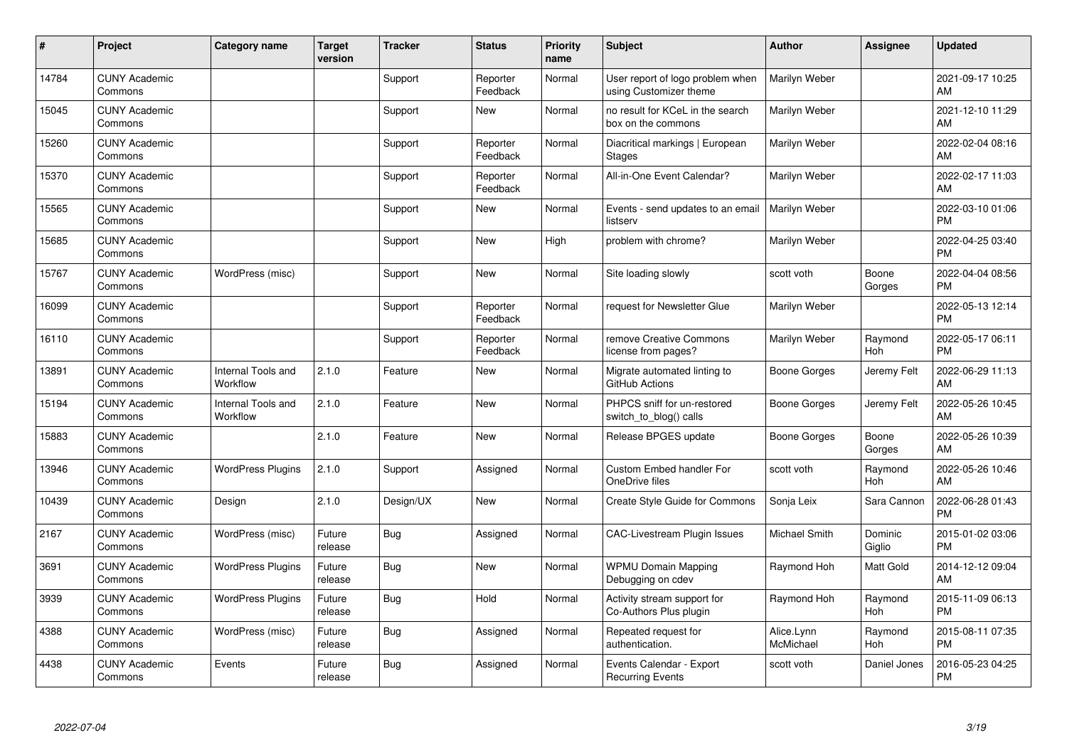| # | Project | Category name | Target version | Tracker | Status | Priority name | Subject | Author | Assignee | Updated |
|---|---|---|---|---|---|---|---|---|---|---|
| 14784 | CUNY Academic Commons | | | Support | Reporter Feedback | Normal | User report of logo problem when using Customizer theme | Marilyn Weber | | 2021-09-17 10:25 AM |
| 15045 | CUNY Academic Commons | | | Support | New | Normal | no result for KCeL in the search box on the commons | Marilyn Weber | | 2021-12-10 11:29 AM |
| 15260 | CUNY Academic Commons | | | Support | Reporter Feedback | Normal | Diacritical markings \| European Stages | Marilyn Weber | | 2022-02-04 08:16 AM |
| 15370 | CUNY Academic Commons | | | Support | Reporter Feedback | Normal | All-in-One Event Calendar? | Marilyn Weber | | 2022-02-17 11:03 AM |
| 15565 | CUNY Academic Commons | | | Support | New | Normal | Events - send updates to an email listserv | Marilyn Weber | | 2022-03-10 01:06 PM |
| 15685 | CUNY Academic Commons | | | Support | New | High | problem with chrome? | Marilyn Weber | | 2022-04-25 03:40 PM |
| 15767 | CUNY Academic Commons | WordPress (misc) | | Support | New | Normal | Site loading slowly | scott voth | Boone Gorges | 2022-04-04 08:56 PM |
| 16099 | CUNY Academic Commons | | | Support | Reporter Feedback | Normal | request for Newsletter Glue | Marilyn Weber | | 2022-05-13 12:14 PM |
| 16110 | CUNY Academic Commons | | | Support | Reporter Feedback | Normal | remove Creative Commons license from pages? | Marilyn Weber | Raymond Hoh | 2022-05-17 06:11 PM |
| 13891 | CUNY Academic Commons | Internal Tools and Workflow | 2.1.0 | Feature | New | Normal | Migrate automated linting to GitHub Actions | Boone Gorges | Jeremy Felt | 2022-06-29 11:13 AM |
| 15194 | CUNY Academic Commons | Internal Tools and Workflow | 2.1.0 | Feature | New | Normal | PHPCS sniff for un-restored switch_to_blog() calls | Boone Gorges | Jeremy Felt | 2022-05-26 10:45 AM |
| 15883 | CUNY Academic Commons | | 2.1.0 | Feature | New | Normal | Release BPGES update | Boone Gorges | Boone Gorges | 2022-05-26 10:39 AM |
| 13946 | CUNY Academic Commons | WordPress Plugins | 2.1.0 | Support | Assigned | Normal | Custom Embed handler For OneDrive files | scott voth | Raymond Hoh | 2022-05-26 10:46 AM |
| 10439 | CUNY Academic Commons | Design | 2.1.0 | Design/UX | New | Normal | Create Style Guide for Commons | Sonja Leix | Sara Cannon | 2022-06-28 01:43 PM |
| 2167 | CUNY Academic Commons | WordPress (misc) | Future release | Bug | Assigned | Normal | CAC-Livestream Plugin Issues | Michael Smith | Dominic Giglio | 2015-01-02 03:06 PM |
| 3691 | CUNY Academic Commons | WordPress Plugins | Future release | Bug | New | Normal | WPMU Domain Mapping Debugging on cdev | Raymond Hoh | Matt Gold | 2014-12-12 09:04 AM |
| 3939 | CUNY Academic Commons | WordPress Plugins | Future release | Bug | Hold | Normal | Activity stream support for Co-Authors Plus plugin | Raymond Hoh | Raymond Hoh | 2015-11-09 06:13 PM |
| 4388 | CUNY Academic Commons | WordPress (misc) | Future release | Bug | Assigned | Normal | Repeated request for authentication. | Alice.Lynn McMichael | Raymond Hoh | 2015-08-11 07:35 PM |
| 4438 | CUNY Academic Commons | Events | Future release | Bug | Assigned | Normal | Events Calendar - Export Recurring Events | scott voth | Daniel Jones | 2016-05-23 04:25 PM |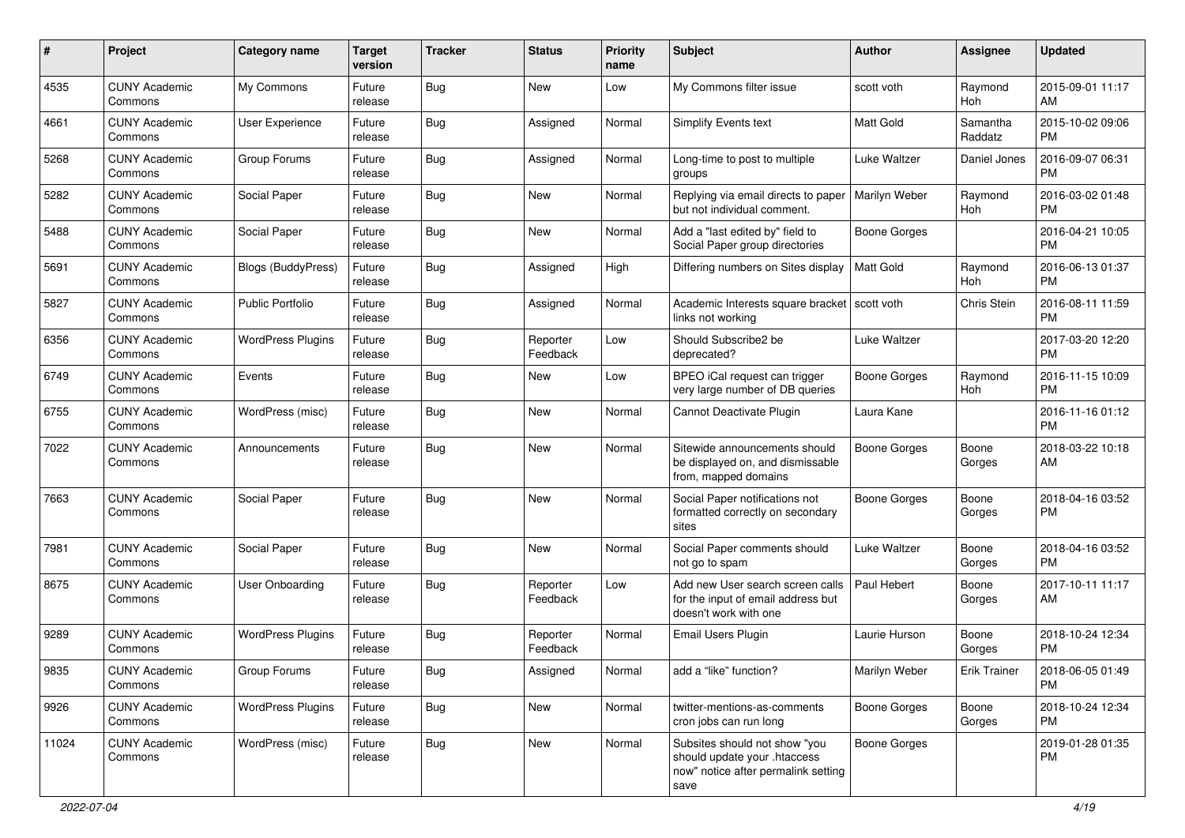| # | Project | Category name | Target version | Tracker | Status | Priority name | Subject | Author | Assignee | Updated |
|---|---|---|---|---|---|---|---|---|---|---|
| 4535 | CUNY Academic Commons | My Commons | Future release | Bug | New | Low | My Commons filter issue | scott voth | Raymond Hoh | 2015-09-01 11:17 AM |
| 4661 | CUNY Academic Commons | User Experience | Future release | Bug | Assigned | Normal | Simplify Events text | Matt Gold | Samantha Raddatz | 2015-10-02 09:06 PM |
| 5268 | CUNY Academic Commons | Group Forums | Future release | Bug | Assigned | Normal | Long-time to post to multiple groups | Luke Waltzer | Daniel Jones | 2016-09-07 06:31 PM |
| 5282 | CUNY Academic Commons | Social Paper | Future release | Bug | New | Normal | Replying via email directs to paper but not individual comment. | Marilyn Weber | Raymond Hoh | 2016-03-02 01:48 PM |
| 5488 | CUNY Academic Commons | Social Paper | Future release | Bug | New | Normal | Add a "last edited by" field to Social Paper group directories | Boone Gorges | | 2016-04-21 10:05 PM |
| 5691 | CUNY Academic Commons | Blogs (BuddyPress) | Future release | Bug | Assigned | High | Differing numbers on Sites display | Matt Gold | Raymond Hoh | 2016-06-13 01:37 PM |
| 5827 | CUNY Academic Commons | Public Portfolio | Future release | Bug | Assigned | Normal | Academic Interests square bracket links not working | scott voth | Chris Stein | 2016-08-11 11:59 PM |
| 6356 | CUNY Academic Commons | WordPress Plugins | Future release | Bug | Reporter Feedback | Low | Should Subscribe2 be deprecated? | Luke Waltzer | | 2017-03-20 12:20 PM |
| 6749 | CUNY Academic Commons | Events | Future release | Bug | New | Low | BPEO iCal request can trigger very large number of DB queries | Boone Gorges | Raymond Hoh | 2016-11-15 10:09 PM |
| 6755 | CUNY Academic Commons | WordPress (misc) | Future release | Bug | New | Normal | Cannot Deactivate Plugin | Laura Kane | | 2016-11-16 01:12 PM |
| 7022 | CUNY Academic Commons | Announcements | Future release | Bug | New | Normal | Sitewide announcements should be displayed on, and dismissable from, mapped domains | Boone Gorges | Boone Gorges | 2018-03-22 10:18 AM |
| 7663 | CUNY Academic Commons | Social Paper | Future release | Bug | New | Normal | Social Paper notifications not formatted correctly on secondary sites | Boone Gorges | Boone Gorges | 2018-04-16 03:52 PM |
| 7981 | CUNY Academic Commons | Social Paper | Future release | Bug | New | Normal | Social Paper comments should not go to spam | Luke Waltzer | Boone Gorges | 2018-04-16 03:52 PM |
| 8675 | CUNY Academic Commons | User Onboarding | Future release | Bug | Reporter Feedback | Low | Add new User search screen calls for the input of email address but doesn't work with one | Paul Hebert | Boone Gorges | 2017-10-11 11:17 AM |
| 9289 | CUNY Academic Commons | WordPress Plugins | Future release | Bug | Reporter Feedback | Normal | Email Users Plugin | Laurie Hurson | Boone Gorges | 2018-10-24 12:34 PM |
| 9835 | CUNY Academic Commons | Group Forums | Future release | Bug | Assigned | Normal | add a "like" function? | Marilyn Weber | Erik Trainer | 2018-06-05 01:49 PM |
| 9926 | CUNY Academic Commons | WordPress Plugins | Future release | Bug | New | Normal | twitter-mentions-as-comments cron jobs can run long | Boone Gorges | Boone Gorges | 2018-10-24 12:34 PM |
| 11024 | CUNY Academic Commons | WordPress (misc) | Future release | Bug | New | Normal | Subsites should not show "you should update your .htaccess now" notice after permalink setting save | Boone Gorges | | 2019-01-28 01:35 PM |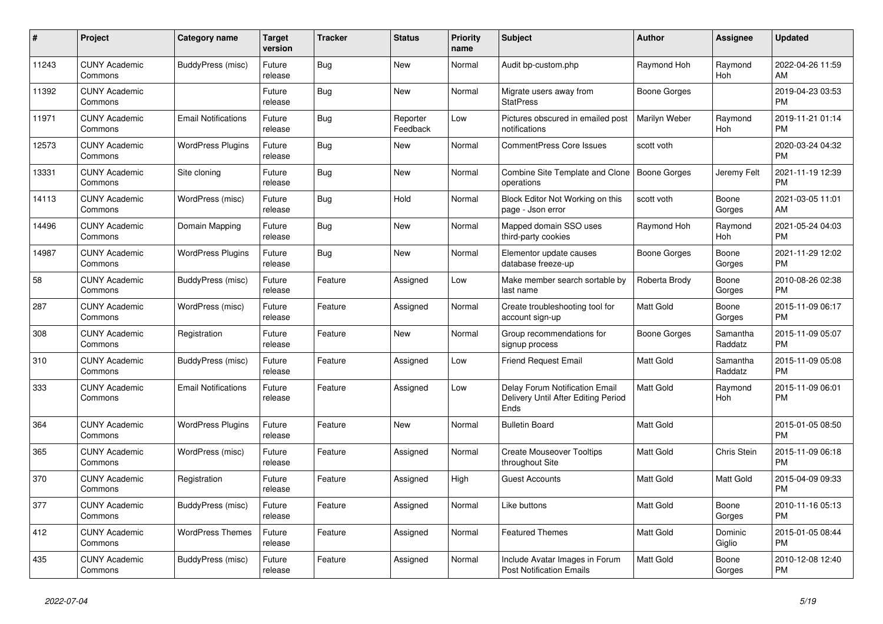| # | Project | Category name | Target version | Tracker | Status | Priority name | Subject | Author | Assignee | Updated |
|---|---|---|---|---|---|---|---|---|---|---|
| 11243 | CUNY Academic Commons | BuddyPress (misc) | Future release | Bug | New | Normal | Audit bp-custom.php | Raymond Hoh | Raymond Hoh | 2022-04-26 11:59 AM |
| 11392 | CUNY Academic Commons | | Future release | Bug | New | Normal | Migrate users away from StatPress | Boone Gorges | | 2019-04-23 03:53 PM |
| 11971 | CUNY Academic Commons | Email Notifications | Future release | Bug | Reporter Feedback | Low | Pictures obscured in emailed post notifications | Marilyn Weber | Raymond Hoh | 2019-11-21 01:14 PM |
| 12573 | CUNY Academic Commons | WordPress Plugins | Future release | Bug | New | Normal | CommentPress Core Issues | scott voth | | 2020-03-24 04:32 PM |
| 13331 | CUNY Academic Commons | Site cloning | Future release | Bug | New | Normal | Combine Site Template and Clone operations | Boone Gorges | Jeremy Felt | 2021-11-19 12:39 PM |
| 14113 | CUNY Academic Commons | WordPress (misc) | Future release | Bug | Hold | Normal | Block Editor Not Working on this page - Json error | scott voth | Boone Gorges | 2021-03-05 11:01 AM |
| 14496 | CUNY Academic Commons | Domain Mapping | Future release | Bug | New | Normal | Mapped domain SSO uses third-party cookies | Raymond Hoh | Raymond Hoh | 2021-05-24 04:03 PM |
| 14987 | CUNY Academic Commons | WordPress Plugins | Future release | Bug | New | Normal | Elementor update causes database freeze-up | Boone Gorges | Boone Gorges | 2021-11-29 12:02 PM |
| 58 | CUNY Academic Commons | BuddyPress (misc) | Future release | Feature | Assigned | Low | Make member search sortable by last name | Roberta Brody | Boone Gorges | 2010-08-26 02:38 PM |
| 287 | CUNY Academic Commons | WordPress (misc) | Future release | Feature | Assigned | Normal | Create troubleshooting tool for account sign-up | Matt Gold | Boone Gorges | 2015-11-09 06:17 PM |
| 308 | CUNY Academic Commons | Registration | Future release | Feature | New | Normal | Group recommendations for signup process | Boone Gorges | Samantha Raddatz | 2015-11-09 05:07 PM |
| 310 | CUNY Academic Commons | BuddyPress (misc) | Future release | Feature | Assigned | Low | Friend Request Email | Matt Gold | Samantha Raddatz | 2015-11-09 05:08 PM |
| 333 | CUNY Academic Commons | Email Notifications | Future release | Feature | Assigned | Low | Delay Forum Notification Email Delivery Until After Editing Period Ends | Matt Gold | Raymond Hoh | 2015-11-09 06:01 PM |
| 364 | CUNY Academic Commons | WordPress Plugins | Future release | Feature | New | Normal | Bulletin Board | Matt Gold | | 2015-01-05 08:50 PM |
| 365 | CUNY Academic Commons | WordPress (misc) | Future release | Feature | Assigned | Normal | Create Mouseover Tooltips throughout Site | Matt Gold | Chris Stein | 2015-11-09 06:18 PM |
| 370 | CUNY Academic Commons | Registration | Future release | Feature | Assigned | High | Guest Accounts | Matt Gold | Matt Gold | 2015-04-09 09:33 PM |
| 377 | CUNY Academic Commons | BuddyPress (misc) | Future release | Feature | Assigned | Normal | Like buttons | Matt Gold | Boone Gorges | 2010-11-16 05:13 PM |
| 412 | CUNY Academic Commons | WordPress Themes | Future release | Feature | Assigned | Normal | Featured Themes | Matt Gold | Dominic Giglio | 2015-01-05 08:44 PM |
| 435 | CUNY Academic Commons | BuddyPress (misc) | Future release | Feature | Assigned | Normal | Include Avatar Images in Forum Post Notification Emails | Matt Gold | Boone Gorges | 2010-12-08 12:40 PM |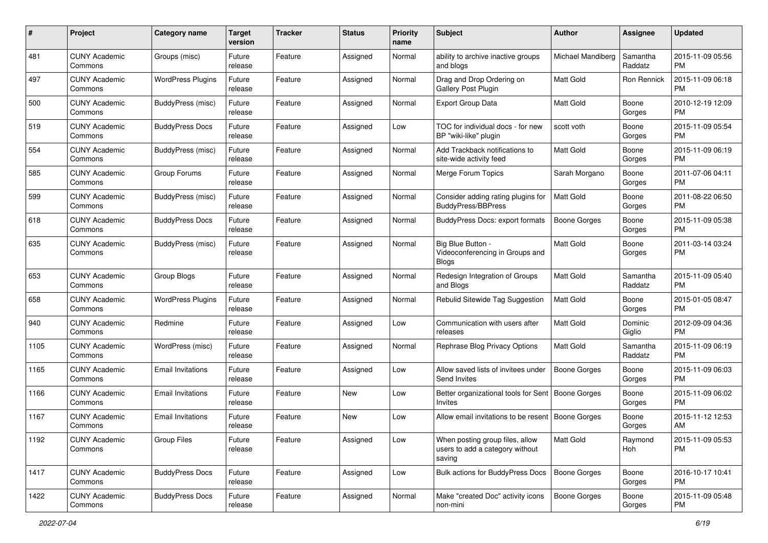| # | Project | Category name | Target version | Tracker | Status | Priority name | Subject | Author | Assignee | Updated |
|---|---|---|---|---|---|---|---|---|---|---|
| 481 | CUNY Academic Commons | Groups (misc) | Future release | Feature | Assigned | Normal | ability to archive inactive groups and blogs | Michael Mandiberg | Samantha Raddatz | 2015-11-09 05:56 PM |
| 497 | CUNY Academic Commons | WordPress Plugins | Future release | Feature | Assigned | Normal | Drag and Drop Ordering on Gallery Post Plugin | Matt Gold | Ron Rennick | 2015-11-09 06:18 PM |
| 500 | CUNY Academic Commons | BuddyPress (misc) | Future release | Feature | Assigned | Normal | Export Group Data | Matt Gold | Boone Gorges | 2010-12-19 12:09 PM |
| 519 | CUNY Academic Commons | BuddyPress Docs | Future release | Feature | Assigned | Low | TOC for individual docs - for new BP "wiki-like" plugin | scott voth | Boone Gorges | 2015-11-09 05:54 PM |
| 554 | CUNY Academic Commons | BuddyPress (misc) | Future release | Feature | Assigned | Normal | Add Trackback notifications to site-wide activity feed | Matt Gold | Boone Gorges | 2015-11-09 06:19 PM |
| 585 | CUNY Academic Commons | Group Forums | Future release | Feature | Assigned | Normal | Merge Forum Topics | Sarah Morgano | Boone Gorges | 2011-07-06 04:11 PM |
| 599 | CUNY Academic Commons | BuddyPress (misc) | Future release | Feature | Assigned | Normal | Consider adding rating plugins for BuddyPress/BBPress | Matt Gold | Boone Gorges | 2011-08-22 06:50 PM |
| 618 | CUNY Academic Commons | BuddyPress Docs | Future release | Feature | Assigned | Normal | BuddyPress Docs: export formats | Boone Gorges | Boone Gorges | 2015-11-09 05:38 PM |
| 635 | CUNY Academic Commons | BuddyPress (misc) | Future release | Feature | Assigned | Normal | Big Blue Button - Videoconferencing in Groups and Blogs | Matt Gold | Boone Gorges | 2011-03-14 03:24 PM |
| 653 | CUNY Academic Commons | Group Blogs | Future release | Feature | Assigned | Normal | Redesign Integration of Groups and Blogs | Matt Gold | Samantha Raddatz | 2015-11-09 05:40 PM |
| 658 | CUNY Academic Commons | WordPress Plugins | Future release | Feature | Assigned | Normal | Rebulid Sitewide Tag Suggestion | Matt Gold | Boone Gorges | 2015-01-05 08:47 PM |
| 940 | CUNY Academic Commons | Redmine | Future release | Feature | Assigned | Low | Communication with users after releases | Matt Gold | Dominic Giglio | 2012-09-09 04:36 PM |
| 1105 | CUNY Academic Commons | WordPress (misc) | Future release | Feature | Assigned | Normal | Rephrase Blog Privacy Options | Matt Gold | Samantha Raddatz | 2015-11-09 06:19 PM |
| 1165 | CUNY Academic Commons | Email Invitations | Future release | Feature | Assigned | Low | Allow saved lists of invitees under Send Invites | Boone Gorges | Boone Gorges | 2015-11-09 06:03 PM |
| 1166 | CUNY Academic Commons | Email Invitations | Future release | Feature | New | Low | Better organizational tools for Sent Invites | Boone Gorges | Boone Gorges | 2015-11-09 06:02 PM |
| 1167 | CUNY Academic Commons | Email Invitations | Future release | Feature | New | Low | Allow email invitations to be resent | Boone Gorges | Boone Gorges | 2015-11-12 12:53 AM |
| 1192 | CUNY Academic Commons | Group Files | Future release | Feature | Assigned | Low | When posting group files, allow users to add a category without saving | Matt Gold | Raymond Hoh | 2015-11-09 05:53 PM |
| 1417 | CUNY Academic Commons | BuddyPress Docs | Future release | Feature | Assigned | Low | Bulk actions for BuddyPress Docs | Boone Gorges | Boone Gorges | 2016-10-17 10:41 PM |
| 1422 | CUNY Academic Commons | BuddyPress Docs | Future release | Feature | Assigned | Normal | Make "created Doc" activity icons non-mini | Boone Gorges | Boone Gorges | 2015-11-09 05:48 PM |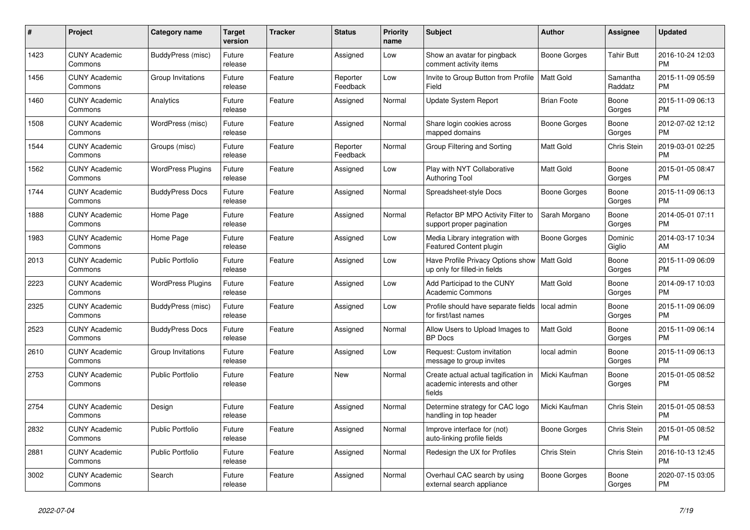| # | Project | Category name | Target version | Tracker | Status | Priority name | Subject | Author | Assignee | Updated |
|---|---|---|---|---|---|---|---|---|---|---|
| 1423 | CUNY Academic Commons | BuddyPress (misc) | Future release | Feature | Assigned | Low | Show an avatar for pingback comment activity items | Boone Gorges | Tahir Butt | 2016-10-24 12:03 PM |
| 1456 | CUNY Academic Commons | Group Invitations | Future release | Feature | Reporter Feedback | Low | Invite to Group Button from Profile Field | Matt Gold | Samantha Raddatz | 2015-11-09 05:59 PM |
| 1460 | CUNY Academic Commons | Analytics | Future release | Feature | Assigned | Normal | Update System Report | Brian Foote | Boone Gorges | 2015-11-09 06:13 PM |
| 1508 | CUNY Academic Commons | WordPress (misc) | Future release | Feature | Assigned | Normal | Share login cookies across mapped domains | Boone Gorges | Boone Gorges | 2012-07-02 12:12 PM |
| 1544 | CUNY Academic Commons | Groups (misc) | Future release | Feature | Reporter Feedback | Normal | Group Filtering and Sorting | Matt Gold | Chris Stein | 2019-03-01 02:25 PM |
| 1562 | CUNY Academic Commons | WordPress Plugins | Future release | Feature | Assigned | Low | Play with NYT Collaborative Authoring Tool | Matt Gold | Boone Gorges | 2015-01-05 08:47 PM |
| 1744 | CUNY Academic Commons | BuddyPress Docs | Future release | Feature | Assigned | Normal | Spreadsheet-style Docs | Boone Gorges | Boone Gorges | 2015-11-09 06:13 PM |
| 1888 | CUNY Academic Commons | Home Page | Future release | Feature | Assigned | Normal | Refactor BP MPO Activity Filter to support proper pagination | Sarah Morgano | Boone Gorges | 2014-05-01 07:11 PM |
| 1983 | CUNY Academic Commons | Home Page | Future release | Feature | Assigned | Low | Media Library integration with Featured Content plugin | Boone Gorges | Dominic Giglio | 2014-03-17 10:34 AM |
| 2013 | CUNY Academic Commons | Public Portfolio | Future release | Feature | Assigned | Low | Have Profile Privacy Options show up only for filled-in fields | Matt Gold | Boone Gorges | 2015-11-09 06:09 PM |
| 2223 | CUNY Academic Commons | WordPress Plugins | Future release | Feature | Assigned | Low | Add Participad to the CUNY Academic Commons | Matt Gold | Boone Gorges | 2014-09-17 10:03 PM |
| 2325 | CUNY Academic Commons | BuddyPress (misc) | Future release | Feature | Assigned | Low | Profile should have separate fields for first/last names | local admin | Boone Gorges | 2015-11-09 06:09 PM |
| 2523 | CUNY Academic Commons | BuddyPress Docs | Future release | Feature | Assigned | Normal | Allow Users to Upload Images to BP Docs | Matt Gold | Boone Gorges | 2015-11-09 06:14 PM |
| 2610 | CUNY Academic Commons | Group Invitations | Future release | Feature | Assigned | Low | Request: Custom invitation message to group invites | local admin | Boone Gorges | 2015-11-09 06:13 PM |
| 2753 | CUNY Academic Commons | Public Portfolio | Future release | Feature | New | Normal | Create actual actual tagification in academic interests and other fields | Micki Kaufman | Boone Gorges | 2015-01-05 08:52 PM |
| 2754 | CUNY Academic Commons | Design | Future release | Feature | Assigned | Normal | Determine strategy for CAC logo handling in top header | Micki Kaufman | Chris Stein | 2015-01-05 08:53 PM |
| 2832 | CUNY Academic Commons | Public Portfolio | Future release | Feature | Assigned | Normal | Improve interface for (not) auto-linking profile fields | Boone Gorges | Chris Stein | 2015-01-05 08:52 PM |
| 2881 | CUNY Academic Commons | Public Portfolio | Future release | Feature | Assigned | Normal | Redesign the UX for Profiles | Chris Stein | Chris Stein | 2016-10-13 12:45 PM |
| 3002 | CUNY Academic Commons | Search | Future release | Feature | Assigned | Normal | Overhaul CAC search by using external search appliance | Boone Gorges | Boone Gorges | 2020-07-15 03:05 PM |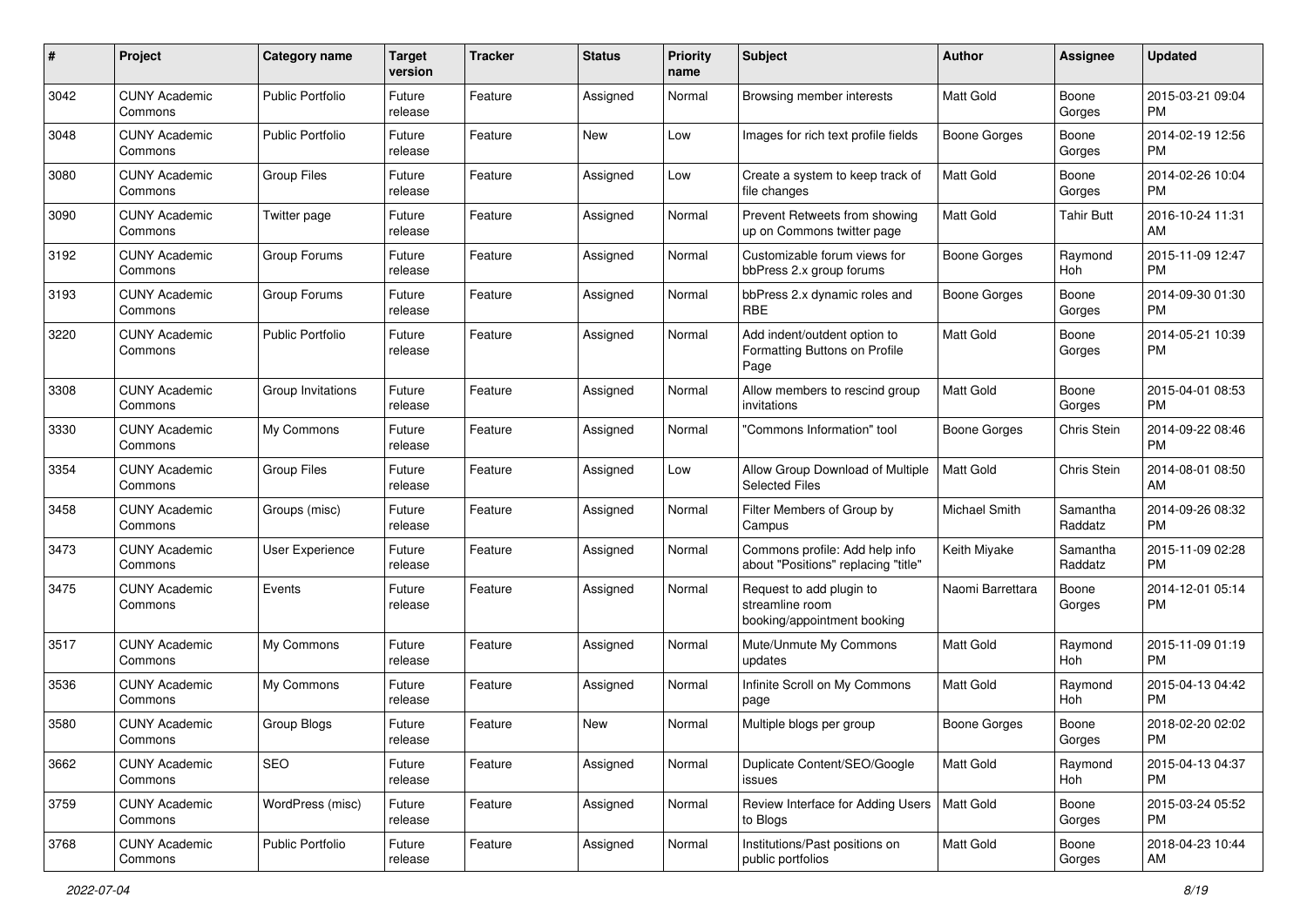| # | Project | Category name | Target version | Tracker | Status | Priority name | Subject | Author | Assignee | Updated |
|---|---|---|---|---|---|---|---|---|---|---|
| 3042 | CUNY Academic Commons | Public Portfolio | Future release | Feature | Assigned | Normal | Browsing member interests | Matt Gold | Boone Gorges | 2015-03-21 09:04 PM |
| 3048 | CUNY Academic Commons | Public Portfolio | Future release | Feature | New | Low | Images for rich text profile fields | Boone Gorges | Boone Gorges | 2014-02-19 12:56 PM |
| 3080 | CUNY Academic Commons | Group Files | Future release | Feature | Assigned | Low | Create a system to keep track of file changes | Matt Gold | Boone Gorges | 2014-02-26 10:04 PM |
| 3090 | CUNY Academic Commons | Twitter page | Future release | Feature | Assigned | Normal | Prevent Retweets from showing up on Commons twitter page | Matt Gold | Tahir Butt | 2016-10-24 11:31 AM |
| 3192 | CUNY Academic Commons | Group Forums | Future release | Feature | Assigned | Normal | Customizable forum views for bbPress 2.x group forums | Boone Gorges | Raymond Hoh | 2015-11-09 12:47 PM |
| 3193 | CUNY Academic Commons | Group Forums | Future release | Feature | Assigned | Normal | bbPress 2.x dynamic roles and RBE | Boone Gorges | Boone Gorges | 2014-09-30 01:30 PM |
| 3220 | CUNY Academic Commons | Public Portfolio | Future release | Feature | Assigned | Normal | Add indent/outdent option to Formatting Buttons on Profile Page | Matt Gold | Boone Gorges | 2014-05-21 10:39 PM |
| 3308 | CUNY Academic Commons | Group Invitations | Future release | Feature | Assigned | Normal | Allow members to rescind group invitations | Matt Gold | Boone Gorges | 2015-04-01 08:53 PM |
| 3330 | CUNY Academic Commons | My Commons | Future release | Feature | Assigned | Normal | "Commons Information" tool | Boone Gorges | Chris Stein | 2014-09-22 08:46 PM |
| 3354 | CUNY Academic Commons | Group Files | Future release | Feature | Assigned | Low | Allow Group Download of Multiple Selected Files | Matt Gold | Chris Stein | 2014-08-01 08:50 AM |
| 3458 | CUNY Academic Commons | Groups (misc) | Future release | Feature | Assigned | Normal | Filter Members of Group by Campus | Michael Smith | Samantha Raddatz | 2014-09-26 08:32 PM |
| 3473 | CUNY Academic Commons | User Experience | Future release | Feature | Assigned | Normal | Commons profile: Add help info about "Positions" replacing "title" | Keith Miyake | Samantha Raddatz | 2015-11-09 02:28 PM |
| 3475 | CUNY Academic Commons | Events | Future release | Feature | Assigned | Normal | Request to add plugin to streamline room booking/appointment booking | Naomi Barrettara | Boone Gorges | 2014-12-01 05:14 PM |
| 3517 | CUNY Academic Commons | My Commons | Future release | Feature | Assigned | Normal | Mute/Unmute My Commons updates | Matt Gold | Raymond Hoh | 2015-11-09 01:19 PM |
| 3536 | CUNY Academic Commons | My Commons | Future release | Feature | Assigned | Normal | Infinite Scroll on My Commons page | Matt Gold | Raymond Hoh | 2015-04-13 04:42 PM |
| 3580 | CUNY Academic Commons | Group Blogs | Future release | Feature | New | Normal | Multiple blogs per group | Boone Gorges | Boone Gorges | 2018-02-20 02:02 PM |
| 3662 | CUNY Academic Commons | SEO | Future release | Feature | Assigned | Normal | Duplicate Content/SEO/Google issues | Matt Gold | Raymond Hoh | 2015-04-13 04:37 PM |
| 3759 | CUNY Academic Commons | WordPress (misc) | Future release | Feature | Assigned | Normal | Review Interface for Adding Users to Blogs | Matt Gold | Boone Gorges | 2015-03-24 05:52 PM |
| 3768 | CUNY Academic Commons | Public Portfolio | Future release | Feature | Assigned | Normal | Institutions/Past positions on public portfolios | Matt Gold | Boone Gorges | 2018-04-23 10:44 AM |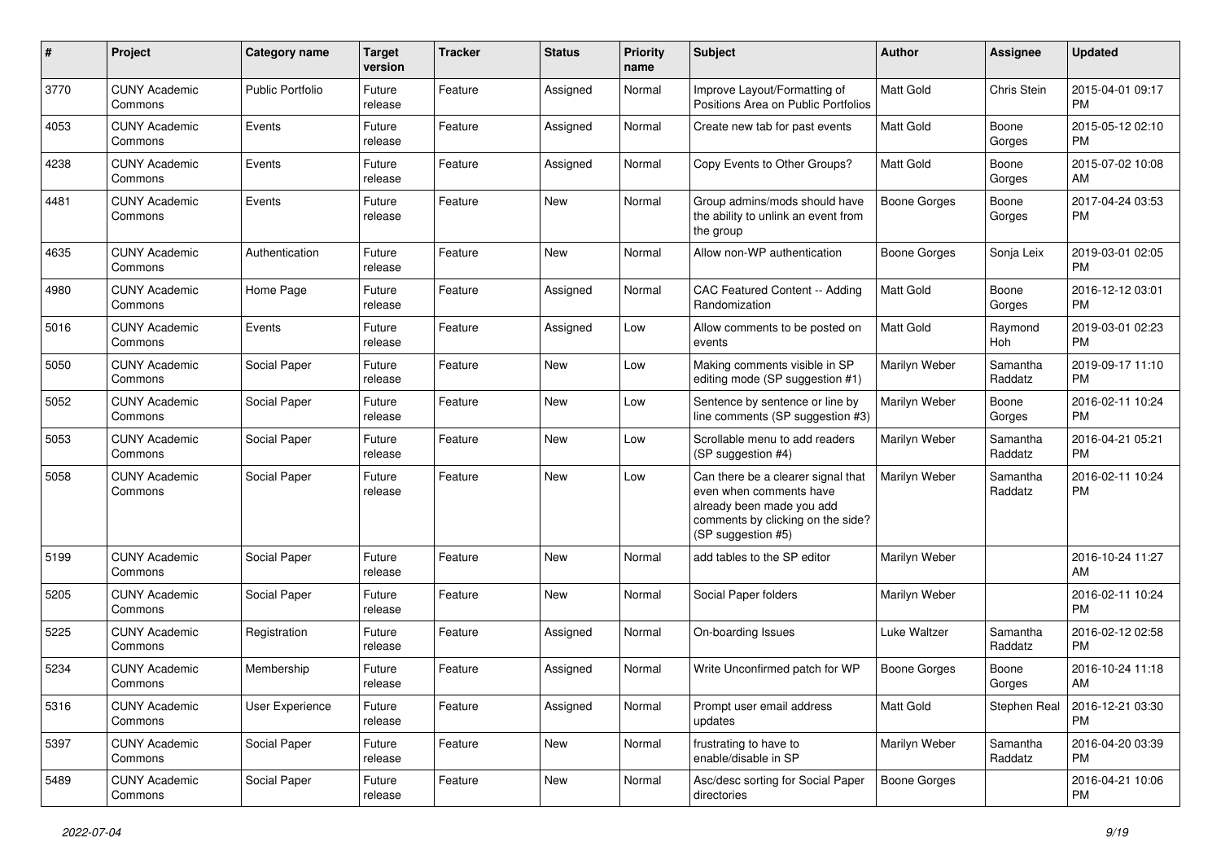| # | Project | Category name | Target version | Tracker | Status | Priority name | Subject | Author | Assignee | Updated |
|---|---|---|---|---|---|---|---|---|---|---|
| 3770 | CUNY Academic Commons | Public Portfolio | Future release | Feature | Assigned | Normal | Improve Layout/Formatting of Positions Area on Public Portfolios | Matt Gold | Chris Stein | 2015-04-01 09:17 PM |
| 4053 | CUNY Academic Commons | Events | Future release | Feature | Assigned | Normal | Create new tab for past events | Matt Gold | Boone Gorges | 2015-05-12 02:10 PM |
| 4238 | CUNY Academic Commons | Events | Future release | Feature | Assigned | Normal | Copy Events to Other Groups? | Matt Gold | Boone Gorges | 2015-07-02 10:08 AM |
| 4481 | CUNY Academic Commons | Events | Future release | Feature | New | Normal | Group admins/mods should have the ability to unlink an event from the group | Boone Gorges | Boone Gorges | 2017-04-24 03:53 PM |
| 4635 | CUNY Academic Commons | Authentication | Future release | Feature | New | Normal | Allow non-WP authentication | Boone Gorges | Sonja Leix | 2019-03-01 02:05 PM |
| 4980 | CUNY Academic Commons | Home Page | Future release | Feature | Assigned | Normal | CAC Featured Content -- Adding Randomization | Matt Gold | Boone Gorges | 2016-12-12 03:01 PM |
| 5016 | CUNY Academic Commons | Events | Future release | Feature | Assigned | Low | Allow comments to be posted on events | Matt Gold | Raymond Hoh | 2019-03-01 02:23 PM |
| 5050 | CUNY Academic Commons | Social Paper | Future release | Feature | New | Low | Making comments visible in SP editing mode (SP suggestion #1) | Marilyn Weber | Samantha Raddatz | 2019-09-17 11:10 PM |
| 5052 | CUNY Academic Commons | Social Paper | Future release | Feature | New | Low | Sentence by sentence or line by line comments (SP suggestion #3) | Marilyn Weber | Boone Gorges | 2016-02-11 10:24 PM |
| 5053 | CUNY Academic Commons | Social Paper | Future release | Feature | New | Low | Scrollable menu to add readers (SP suggestion #4) | Marilyn Weber | Samantha Raddatz | 2016-04-21 05:21 PM |
| 5058 | CUNY Academic Commons | Social Paper | Future release | Feature | New | Low | Can there be a clearer signal that even when comments have already been made you add comments by clicking on the side? (SP suggestion #5) | Marilyn Weber | Samantha Raddatz | 2016-02-11 10:24 PM |
| 5199 | CUNY Academic Commons | Social Paper | Future release | Feature | New | Normal | add tables to the SP editor | Marilyn Weber | | 2016-10-24 11:27 AM |
| 5205 | CUNY Academic Commons | Social Paper | Future release | Feature | New | Normal | Social Paper folders | Marilyn Weber | | 2016-02-11 10:24 PM |
| 5225 | CUNY Academic Commons | Registration | Future release | Feature | Assigned | Normal | On-boarding Issues | Luke Waltzer | Samantha Raddatz | 2016-02-12 02:58 PM |
| 5234 | CUNY Academic Commons | Membership | Future release | Feature | Assigned | Normal | Write Unconfirmed patch for WP | Boone Gorges | Boone Gorges | 2016-10-24 11:18 AM |
| 5316 | CUNY Academic Commons | User Experience | Future release | Feature | Assigned | Normal | Prompt user email address updates | Matt Gold | Stephen Real | 2016-12-21 03:30 PM |
| 5397 | CUNY Academic Commons | Social Paper | Future release | Feature | New | Normal | frustrating to have to enable/disable in SP | Marilyn Weber | Samantha Raddatz | 2016-04-20 03:39 PM |
| 5489 | CUNY Academic Commons | Social Paper | Future release | Feature | New | Normal | Asc/desc sorting for Social Paper directories | Boone Gorges | | 2016-04-21 10:06 PM |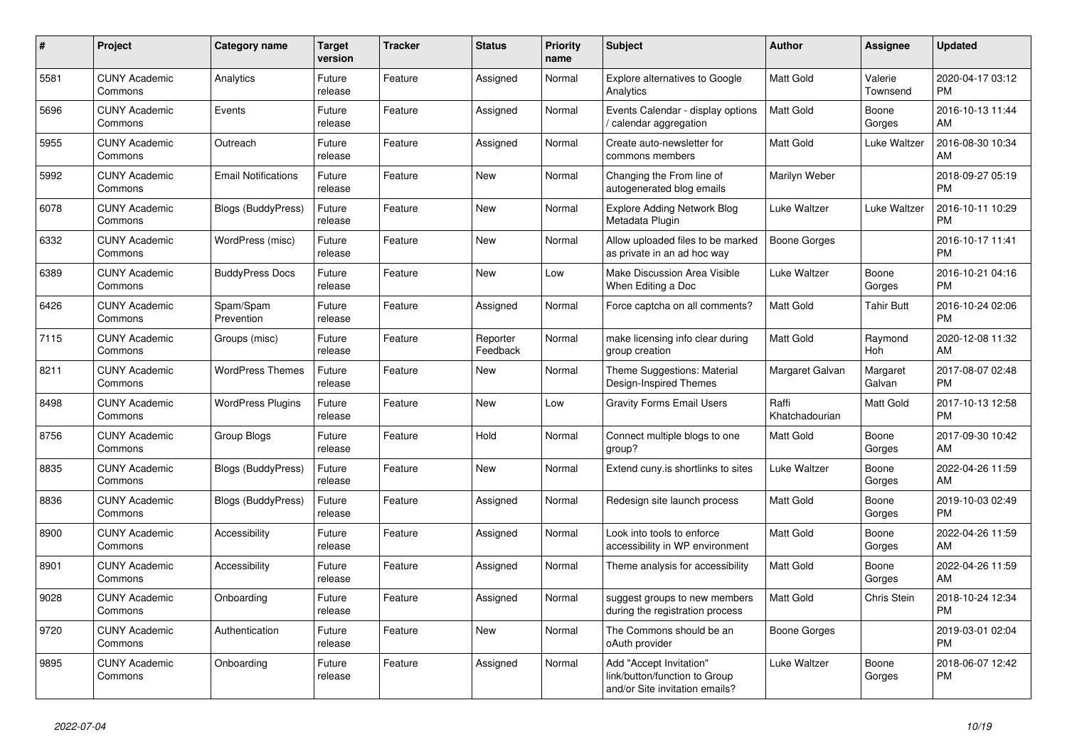| # | Project | Category name | Target version | Tracker | Status | Priority name | Subject | Author | Assignee | Updated |
|---|---|---|---|---|---|---|---|---|---|---|
| 5581 | CUNY Academic Commons | Analytics | Future release | Feature | Assigned | Normal | Explore alternatives to Google Analytics | Matt Gold | Valerie Townsend | 2020-04-17 03:12 PM |
| 5696 | CUNY Academic Commons | Events | Future release | Feature | Assigned | Normal | Events Calendar - display options / calendar aggregation | Matt Gold | Boone Gorges | 2016-10-13 11:44 AM |
| 5955 | CUNY Academic Commons | Outreach | Future release | Feature | Assigned | Normal | Create auto-newsletter for commons members | Matt Gold | Luke Waltzer | 2016-08-30 10:34 AM |
| 5992 | CUNY Academic Commons | Email Notifications | Future release | Feature | New | Normal | Changing the From line of autogenerated blog emails | Marilyn Weber | | 2018-09-27 05:19 PM |
| 6078 | CUNY Academic Commons | Blogs (BuddyPress) | Future release | Feature | New | Normal | Explore Adding Network Blog Metadata Plugin | Luke Waltzer | Luke Waltzer | 2016-10-11 10:29 PM |
| 6332 | CUNY Academic Commons | WordPress (misc) | Future release | Feature | New | Normal | Allow uploaded files to be marked as private in an ad hoc way | Boone Gorges | | 2016-10-17 11:41 PM |
| 6389 | CUNY Academic Commons | BuddyPress Docs | Future release | Feature | New | Low | Make Discussion Area Visible When Editing a Doc | Luke Waltzer | Boone Gorges | 2016-10-21 04:16 PM |
| 6426 | CUNY Academic Commons | Spam/Spam Prevention | Future release | Feature | Assigned | Normal | Force captcha on all comments? | Matt Gold | Tahir Butt | 2016-10-24 02:06 PM |
| 7115 | CUNY Academic Commons | Groups (misc) | Future release | Feature | Reporter Feedback | Normal | make licensing info clear during group creation | Matt Gold | Raymond Hoh | 2020-12-08 11:32 AM |
| 8211 | CUNY Academic Commons | WordPress Themes | Future release | Feature | New | Normal | Theme Suggestions: Material Design-Inspired Themes | Margaret Galvan | Margaret Galvan | 2017-08-07 02:48 PM |
| 8498 | CUNY Academic Commons | WordPress Plugins | Future release | Feature | New | Low | Gravity Forms Email Users | Raffi Khatchadourian | Matt Gold | 2017-10-13 12:58 PM |
| 8756 | CUNY Academic Commons | Group Blogs | Future release | Feature | Hold | Normal | Connect multiple blogs to one group? | Matt Gold | Boone Gorges | 2017-09-30 10:42 AM |
| 8835 | CUNY Academic Commons | Blogs (BuddyPress) | Future release | Feature | New | Normal | Extend cuny.is shortlinks to sites | Luke Waltzer | Boone Gorges | 2022-04-26 11:59 AM |
| 8836 | CUNY Academic Commons | Blogs (BuddyPress) | Future release | Feature | Assigned | Normal | Redesign site launch process | Matt Gold | Boone Gorges | 2019-10-03 02:49 PM |
| 8900 | CUNY Academic Commons | Accessibility | Future release | Feature | Assigned | Normal | Look into tools to enforce accessibility in WP environment | Matt Gold | Boone Gorges | 2022-04-26 11:59 AM |
| 8901 | CUNY Academic Commons | Accessibility | Future release | Feature | Assigned | Normal | Theme analysis for accessibility | Matt Gold | Boone Gorges | 2022-04-26 11:59 AM |
| 9028 | CUNY Academic Commons | Onboarding | Future release | Feature | Assigned | Normal | suggest groups to new members during the registration process | Matt Gold | Chris Stein | 2018-10-24 12:34 PM |
| 9720 | CUNY Academic Commons | Authentication | Future release | Feature | New | Normal | The Commons should be an oAuth provider | Boone Gorges | | 2019-03-01 02:04 PM |
| 9895 | CUNY Academic Commons | Onboarding | Future release | Feature | Assigned | Normal | Add "Accept Invitation" link/button/function to Group and/or Site invitation emails? | Luke Waltzer | Boone Gorges | 2018-06-07 12:42 PM |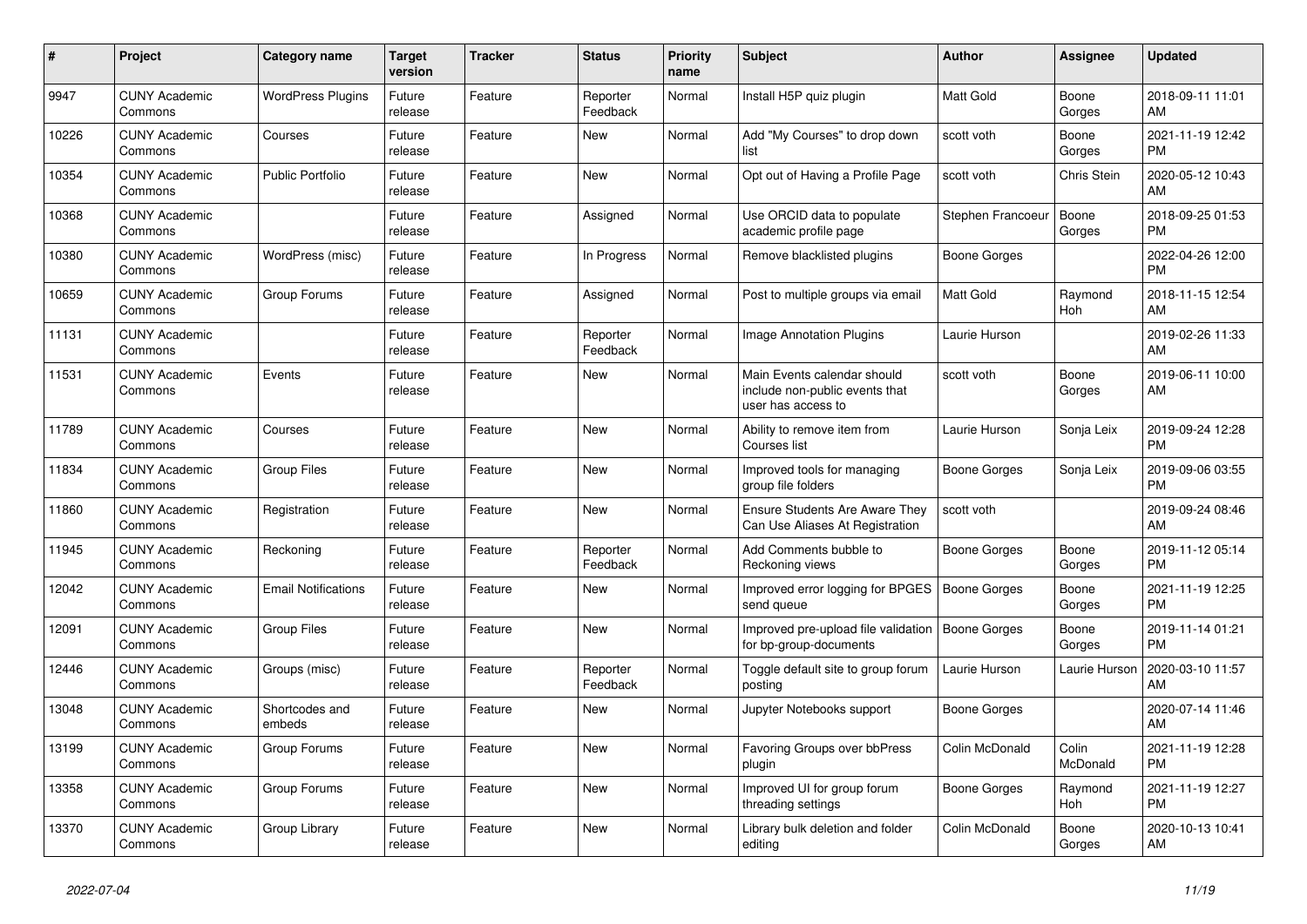| # | Project | Category name | Target version | Tracker | Status | Priority name | Subject | Author | Assignee | Updated |
|---|---|---|---|---|---|---|---|---|---|---|
| 9947 | CUNY Academic Commons | WordPress Plugins | Future release | Feature | Reporter Feedback | Normal | Install H5P quiz plugin | Matt Gold | Boone Gorges | 2018-09-11 11:01 AM |
| 10226 | CUNY Academic Commons | Courses | Future release | Feature | New | Normal | Add "My Courses" to drop down list | scott voth | Boone Gorges | 2021-11-19 12:42 PM |
| 10354 | CUNY Academic Commons | Public Portfolio | Future release | Feature | New | Normal | Opt out of Having a Profile Page | scott voth | Chris Stein | 2020-05-12 10:43 AM |
| 10368 | CUNY Academic Commons | | Future release | Feature | Assigned | Normal | Use ORCID data to populate academic profile page | Stephen Francoeur | Boone Gorges | 2018-09-25 01:53 PM |
| 10380 | CUNY Academic Commons | WordPress (misc) | Future release | Feature | In Progress | Normal | Remove blacklisted plugins | Boone Gorges | | 2022-04-26 12:00 PM |
| 10659 | CUNY Academic Commons | Group Forums | Future release | Feature | Assigned | Normal | Post to multiple groups via email | Matt Gold | Raymond Hoh | 2018-11-15 12:54 AM |
| 11131 | CUNY Academic Commons | | Future release | Feature | Reporter Feedback | Normal | Image Annotation Plugins | Laurie Hurson | | 2019-02-26 11:33 AM |
| 11531 | CUNY Academic Commons | Events | Future release | Feature | New | Normal | Main Events calendar should include non-public events that user has access to | scott voth | Boone Gorges | 2019-06-11 10:00 AM |
| 11789 | CUNY Academic Commons | Courses | Future release | Feature | New | Normal | Ability to remove item from Courses list | Laurie Hurson | Sonja Leix | 2019-09-24 12:28 PM |
| 11834 | CUNY Academic Commons | Group Files | Future release | Feature | New | Normal | Improved tools for managing group file folders | Boone Gorges | Sonja Leix | 2019-09-06 03:55 PM |
| 11860 | CUNY Academic Commons | Registration | Future release | Feature | New | Normal | Ensure Students Are Aware They Can Use Aliases At Registration | scott voth | | 2019-09-24 08:46 AM |
| 11945 | CUNY Academic Commons | Reckoning | Future release | Feature | Reporter Feedback | Normal | Add Comments bubble to Reckoning views | Boone Gorges | Boone Gorges | 2019-11-12 05:14 PM |
| 12042 | CUNY Academic Commons | Email Notifications | Future release | Feature | New | Normal | Improved error logging for BPGES send queue | Boone Gorges | Boone Gorges | 2021-11-19 12:25 PM |
| 12091 | CUNY Academic Commons | Group Files | Future release | Feature | New | Normal | Improved pre-upload file validation for bp-group-documents | Boone Gorges | Boone Gorges | 2019-11-14 01:21 PM |
| 12446 | CUNY Academic Commons | Groups (misc) | Future release | Feature | Reporter Feedback | Normal | Toggle default site to group forum posting | Laurie Hurson | Laurie Hurson | 2020-03-10 11:57 AM |
| 13048 | CUNY Academic Commons | Shortcodes and embeds | Future release | Feature | New | Normal | Jupyter Notebooks support | Boone Gorges | | 2020-07-14 11:46 AM |
| 13199 | CUNY Academic Commons | Group Forums | Future release | Feature | New | Normal | Favoring Groups over bbPress plugin | Colin McDonald | Colin McDonald | 2021-11-19 12:28 PM |
| 13358 | CUNY Academic Commons | Group Forums | Future release | Feature | New | Normal | Improved UI for group forum threading settings | Boone Gorges | Raymond Hoh | 2021-11-19 12:27 PM |
| 13370 | CUNY Academic Commons | Group Library | Future release | Feature | New | Normal | Library bulk deletion and folder editing | Colin McDonald | Boone Gorges | 2020-10-13 10:41 AM |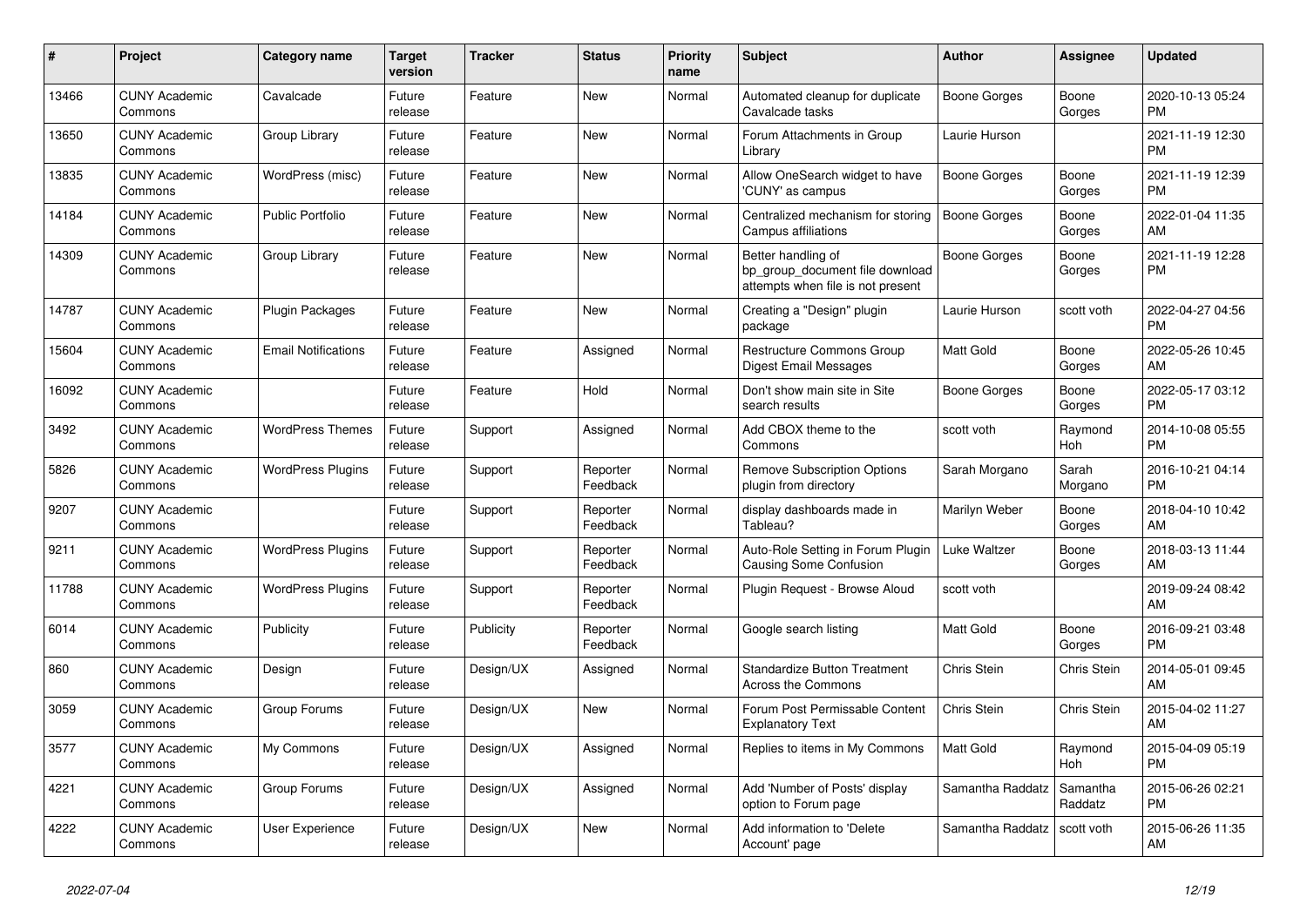| # | Project | Category name | Target version | Tracker | Status | Priority name | Subject | Author | Assignee | Updated |
|---|---|---|---|---|---|---|---|---|---|---|
| 13466 | CUNY Academic Commons | Cavalcade | Future release | Feature | New | Normal | Automated cleanup for duplicate Cavalcade tasks | Boone Gorges | Boone Gorges | 2020-10-13 05:24 PM |
| 13650 | CUNY Academic Commons | Group Library | Future release | Feature | New | Normal | Forum Attachments in Group Library | Laurie Hurson | | 2021-11-19 12:30 PM |
| 13835 | CUNY Academic Commons | WordPress (misc) | Future release | Feature | New | Normal | Allow OneSearch widget to have 'CUNY' as campus | Boone Gorges | Boone Gorges | 2021-11-19 12:39 PM |
| 14184 | CUNY Academic Commons | Public Portfolio | Future release | Feature | New | Normal | Centralized mechanism for storing Campus affiliations | Boone Gorges | Boone Gorges | 2022-01-04 11:35 AM |
| 14309 | CUNY Academic Commons | Group Library | Future release | Feature | New | Normal | Better handling of bp_group_document file download attempts when file is not present | Boone Gorges | Boone Gorges | 2021-11-19 12:28 PM |
| 14787 | CUNY Academic Commons | Plugin Packages | Future release | Feature | New | Normal | Creating a "Design" plugin package | Laurie Hurson | scott voth | 2022-04-27 04:56 PM |
| 15604 | CUNY Academic Commons | Email Notifications | Future release | Feature | Assigned | Normal | Restructure Commons Group Digest Email Messages | Matt Gold | Boone Gorges | 2022-05-26 10:45 AM |
| 16092 | CUNY Academic Commons | | Future release | Feature | Hold | Normal | Don't show main site in Site search results | Boone Gorges | Boone Gorges | 2022-05-17 03:12 PM |
| 3492 | CUNY Academic Commons | WordPress Themes | Future release | Support | Assigned | Normal | Add CBOX theme to the Commons | scott voth | Raymond Hoh | 2014-10-08 05:55 PM |
| 5826 | CUNY Academic Commons | WordPress Plugins | Future release | Support | Reporter Feedback | Normal | Remove Subscription Options plugin from directory | Sarah Morgano | Sarah Morgano | 2016-10-21 04:14 PM |
| 9207 | CUNY Academic Commons | | Future release | Support | Reporter Feedback | Normal | display dashboards made in Tableau? | Marilyn Weber | Boone Gorges | 2018-04-10 10:42 AM |
| 9211 | CUNY Academic Commons | WordPress Plugins | Future release | Support | Reporter Feedback | Normal | Auto-Role Setting in Forum Plugin Causing Some Confusion | Luke Waltzer | Boone Gorges | 2018-03-13 11:44 AM |
| 11788 | CUNY Academic Commons | WordPress Plugins | Future release | Support | Reporter Feedback | Normal | Plugin Request - Browse Aloud | scott voth | | 2019-09-24 08:42 AM |
| 6014 | CUNY Academic Commons | Publicity | Future release | Publicity | Reporter Feedback | Normal | Google search listing | Matt Gold | Boone Gorges | 2016-09-21 03:48 PM |
| 860 | CUNY Academic Commons | Design | Future release | Design/UX | Assigned | Normal | Standardize Button Treatment Across the Commons | Chris Stein | Chris Stein | 2014-05-01 09:45 AM |
| 3059 | CUNY Academic Commons | Group Forums | Future release | Design/UX | New | Normal | Forum Post Permissable Content Explanatory Text | Chris Stein | Chris Stein | 2015-04-02 11:27 AM |
| 3577 | CUNY Academic Commons | My Commons | Future release | Design/UX | Assigned | Normal | Replies to items in My Commons | Matt Gold | Raymond Hoh | 2015-04-09 05:19 PM |
| 4221 | CUNY Academic Commons | Group Forums | Future release | Design/UX | Assigned | Normal | Add 'Number of Posts' display option to Forum page | Samantha Raddatz | Samantha Raddatz | 2015-06-26 02:21 PM |
| 4222 | CUNY Academic Commons | User Experience | Future release | Design/UX | New | Normal | Add information to 'Delete Account' page | Samantha Raddatz | scott voth | 2015-06-26 11:35 AM |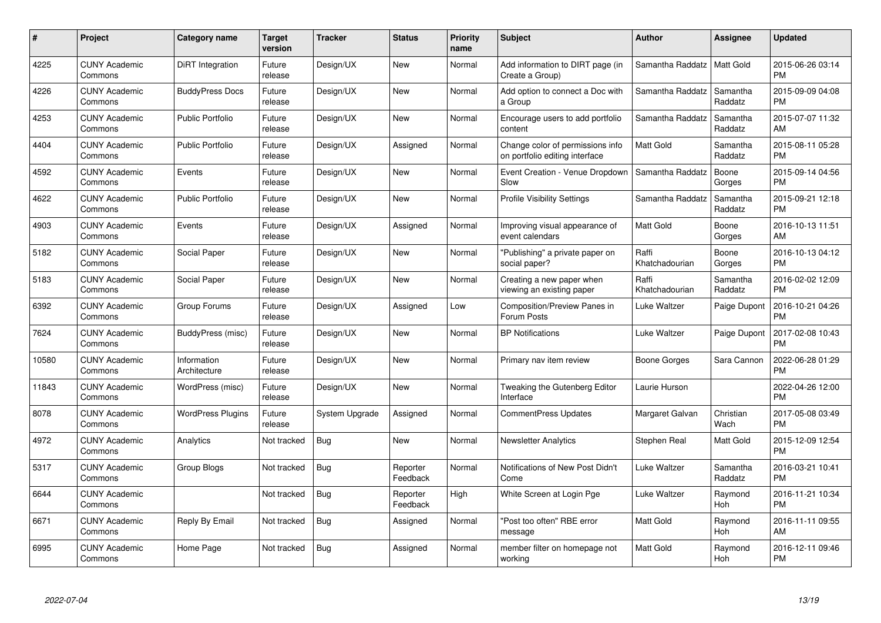| # | Project | Category name | Target version | Tracker | Status | Priority name | Subject | Author | Assignee | Updated |
|---|---|---|---|---|---|---|---|---|---|---|
| 4225 | CUNY Academic Commons | DiRT Integration | Future release | Design/UX | New | Normal | Add information to DIRT page (in Create a Group) | Samantha Raddatz | Matt Gold | 2015-06-26 03:14 PM |
| 4226 | CUNY Academic Commons | BuddyPress Docs | Future release | Design/UX | New | Normal | Add option to connect a Doc with a Group | Samantha Raddatz | Samantha Raddatz | 2015-09-09 04:08 PM |
| 4253 | CUNY Academic Commons | Public Portfolio | Future release | Design/UX | New | Normal | Encourage users to add portfolio content | Samantha Raddatz | Samantha Raddatz | 2015-07-07 11:32 AM |
| 4404 | CUNY Academic Commons | Public Portfolio | Future release | Design/UX | Assigned | Normal | Change color of permissions info on portfolio editing interface | Matt Gold | Samantha Raddatz | 2015-08-11 05:28 PM |
| 4592 | CUNY Academic Commons | Events | Future release | Design/UX | New | Normal | Event Creation - Venue Dropdown Slow | Samantha Raddatz | Boone Gorges | 2015-09-14 04:56 PM |
| 4622 | CUNY Academic Commons | Public Portfolio | Future release | Design/UX | New | Normal | Profile Visibility Settings | Samantha Raddatz | Samantha Raddatz | 2015-09-21 12:18 PM |
| 4903 | CUNY Academic Commons | Events | Future release | Design/UX | Assigned | Normal | Improving visual appearance of event calendars | Matt Gold | Boone Gorges | 2016-10-13 11:51 AM |
| 5182 | CUNY Academic Commons | Social Paper | Future release | Design/UX | New | Normal | "Publishing" a private paper on social paper? | Raffi Khatchadourian | Boone Gorges | 2016-10-13 04:12 PM |
| 5183 | CUNY Academic Commons | Social Paper | Future release | Design/UX | New | Normal | Creating a new paper when viewing an existing paper | Raffi Khatchadourian | Samantha Raddatz | 2016-02-02 12:09 PM |
| 6392 | CUNY Academic Commons | Group Forums | Future release | Design/UX | Assigned | Low | Composition/Preview Panes in Forum Posts | Luke Waltzer | Paige Dupont | 2016-10-21 04:26 PM |
| 7624 | CUNY Academic Commons | BuddyPress (misc) | Future release | Design/UX | New | Normal | BP Notifications | Luke Waltzer | Paige Dupont | 2017-02-08 10:43 PM |
| 10580 | CUNY Academic Commons | Information Architecture | Future release | Design/UX | New | Normal | Primary nav item review | Boone Gorges | Sara Cannon | 2022-06-28 01:29 PM |
| 11843 | CUNY Academic Commons | WordPress (misc) | Future release | Design/UX | New | Normal | Tweaking the Gutenberg Editor Interface | Laurie Hurson | | 2022-04-26 12:00 PM |
| 8078 | CUNY Academic Commons | WordPress Plugins | Future release | System Upgrade | Assigned | Normal | CommentPress Updates | Margaret Galvan | Christian Wach | 2017-05-08 03:49 PM |
| 4972 | CUNY Academic Commons | Analytics | Not tracked | Bug | New | Normal | Newsletter Analytics | Stephen Real | Matt Gold | 2015-12-09 12:54 PM |
| 5317 | CUNY Academic Commons | Group Blogs | Not tracked | Bug | Reporter Feedback | Normal | Notifications of New Post Didn't Come | Luke Waltzer | Samantha Raddatz | 2016-03-21 10:41 PM |
| 6644 | CUNY Academic Commons | | Not tracked | Bug | Reporter Feedback | High | White Screen at Login Pge | Luke Waltzer | Raymond Hoh | 2016-11-21 10:34 PM |
| 6671 | CUNY Academic Commons | Reply By Email | Not tracked | Bug | Assigned | Normal | "Post too often" RBE error message | Matt Gold | Raymond Hoh | 2016-11-11 09:55 AM |
| 6995 | CUNY Academic Commons | Home Page | Not tracked | Bug | Assigned | Normal | member filter on homepage not working | Matt Gold | Raymond Hoh | 2016-12-11 09:46 PM |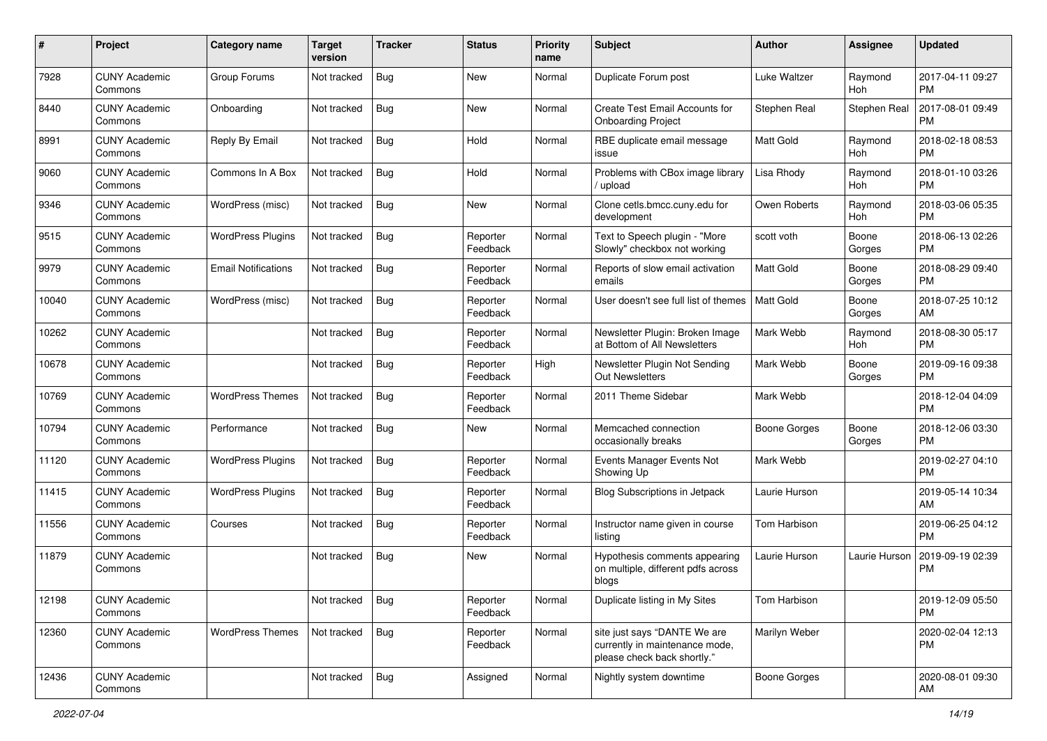| # | Project | Category name | Target version | Tracker | Status | Priority name | Subject | Author | Assignee | Updated |
|---|---|---|---|---|---|---|---|---|---|---|
| 7928 | CUNY Academic Commons | Group Forums | Not tracked | Bug | New | Normal | Duplicate Forum post | Luke Waltzer | Raymond Hoh | 2017-04-11 09:27 PM |
| 8440 | CUNY Academic Commons | Onboarding | Not tracked | Bug | New | Normal | Create Test Email Accounts for Onboarding Project | Stephen Real | Stephen Real | 2017-08-01 09:49 PM |
| 8991 | CUNY Academic Commons | Reply By Email | Not tracked | Bug | Hold | Normal | RBE duplicate email message issue | Matt Gold | Raymond Hoh | 2018-02-18 08:53 PM |
| 9060 | CUNY Academic Commons | Commons In A Box | Not tracked | Bug | Hold | Normal | Problems with CBox image library / upload | Lisa Rhody | Raymond Hoh | 2018-01-10 03:26 PM |
| 9346 | CUNY Academic Commons | WordPress (misc) | Not tracked | Bug | New | Normal | Clone cetls.bmcc.cuny.edu for development | Owen Roberts | Raymond Hoh | 2018-03-06 05:35 PM |
| 9515 | CUNY Academic Commons | WordPress Plugins | Not tracked | Bug | Reporter Feedback | Normal | Text to Speech plugin - "More Slowly" checkbox not working | scott voth | Boone Gorges | 2018-06-13 02:26 PM |
| 9979 | CUNY Academic Commons | Email Notifications | Not tracked | Bug | Reporter Feedback | Normal | Reports of slow email activation emails | Matt Gold | Boone Gorges | 2018-08-29 09:40 PM |
| 10040 | CUNY Academic Commons | WordPress (misc) | Not tracked | Bug | Reporter Feedback | Normal | User doesn't see full list of themes | Matt Gold | Boone Gorges | 2018-07-25 10:12 AM |
| 10262 | CUNY Academic Commons | | Not tracked | Bug | Reporter Feedback | Normal | Newsletter Plugin: Broken Image at Bottom of All Newsletters | Mark Webb | Raymond Hoh | 2018-08-30 05:17 PM |
| 10678 | CUNY Academic Commons | | Not tracked | Bug | Reporter Feedback | High | Newsletter Plugin Not Sending Out Newsletters | Mark Webb | Boone Gorges | 2019-09-16 09:38 PM |
| 10769 | CUNY Academic Commons | WordPress Themes | Not tracked | Bug | Reporter Feedback | Normal | 2011 Theme Sidebar | Mark Webb | | 2018-12-04 04:09 PM |
| 10794 | CUNY Academic Commons | Performance | Not tracked | Bug | New | Normal | Memcached connection occasionally breaks | Boone Gorges | Boone Gorges | 2018-12-06 03:30 PM |
| 11120 | CUNY Academic Commons | WordPress Plugins | Not tracked | Bug | Reporter Feedback | Normal | Events Manager Events Not Showing Up | Mark Webb | | 2019-02-27 04:10 PM |
| 11415 | CUNY Academic Commons | WordPress Plugins | Not tracked | Bug | Reporter Feedback | Normal | Blog Subscriptions in Jetpack | Laurie Hurson | | 2019-05-14 10:34 AM |
| 11556 | CUNY Academic Commons | Courses | Not tracked | Bug | Reporter Feedback | Normal | Instructor name given in course listing | Tom Harbison | | 2019-06-25 04:12 PM |
| 11879 | CUNY Academic Commons | | Not tracked | Bug | New | Normal | Hypothesis comments appearing on multiple, different pdfs across blogs | Laurie Hurson | Laurie Hurson | 2019-09-19 02:39 PM |
| 12198 | CUNY Academic Commons | | Not tracked | Bug | Reporter Feedback | Normal | Duplicate listing in My Sites | Tom Harbison | | 2019-12-09 05:50 PM |
| 12360 | CUNY Academic Commons | WordPress Themes | Not tracked | Bug | Reporter Feedback | Normal | site just says "DANTE We are currently in maintenance mode, please check back shortly." | Marilyn Weber | | 2020-02-04 12:13 PM |
| 12436 | CUNY Academic Commons | | Not tracked | Bug | Assigned | Normal | Nightly system downtime | Boone Gorges | | 2020-08-01 09:30 AM |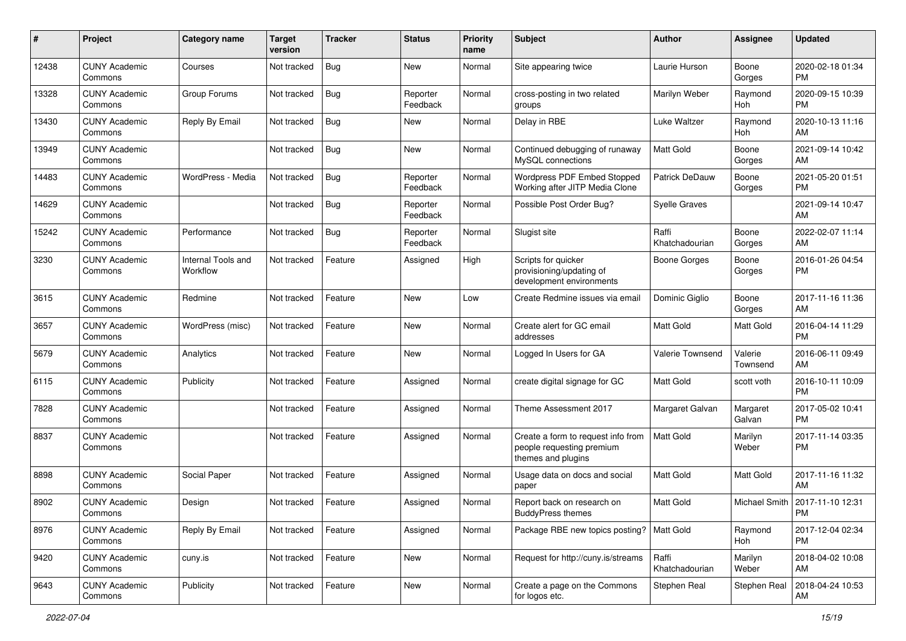| # | Project | Category name | Target version | Tracker | Status | Priority name | Subject | Author | Assignee | Updated |
|---|---|---|---|---|---|---|---|---|---|---|
| 12438 | CUNY Academic Commons | Courses | Not tracked | Bug | New | Normal | Site appearing twice | Laurie Hurson | Boone Gorges | 2020-02-18 01:34 PM |
| 13328 | CUNY Academic Commons | Group Forums | Not tracked | Bug | Reporter Feedback | Normal | cross-posting in two related groups | Marilyn Weber | Raymond Hoh | 2020-09-15 10:39 PM |
| 13430 | CUNY Academic Commons | Reply By Email | Not tracked | Bug | New | Normal | Delay in RBE | Luke Waltzer | Raymond Hoh | 2020-10-13 11:16 AM |
| 13949 | CUNY Academic Commons | | Not tracked | Bug | New | Normal | Continued debugging of runaway MySQL connections | Matt Gold | Boone Gorges | 2021-09-14 10:42 AM |
| 14483 | CUNY Academic Commons | WordPress - Media | Not tracked | Bug | Reporter Feedback | Normal | Wordpress PDF Embed Stopped Working after JITP Media Clone | Patrick DeDauw | Boone Gorges | 2021-05-20 01:51 PM |
| 14629 | CUNY Academic Commons | | Not tracked | Bug | Reporter Feedback | Normal | Possible Post Order Bug? | Syelle Graves | | 2021-09-14 10:47 AM |
| 15242 | CUNY Academic Commons | Performance | Not tracked | Bug | Reporter Feedback | Normal | Slugist site | Raffi Khatchadourian | Boone Gorges | 2022-02-07 11:14 AM |
| 3230 | CUNY Academic Commons | Internal Tools and Workflow | Not tracked | Feature | Assigned | High | Scripts for quicker provisioning/updating of development environments | Boone Gorges | Boone Gorges | 2016-01-26 04:54 PM |
| 3615 | CUNY Academic Commons | Redmine | Not tracked | Feature | New | Low | Create Redmine issues via email | Dominic Giglio | Boone Gorges | 2017-11-16 11:36 AM |
| 3657 | CUNY Academic Commons | WordPress (misc) | Not tracked | Feature | New | Normal | Create alert for GC email addresses | Matt Gold | Matt Gold | 2016-04-14 11:29 PM |
| 5679 | CUNY Academic Commons | Analytics | Not tracked | Feature | New | Normal | Logged In Users for GA | Valerie Townsend | Valerie Townsend | 2016-06-11 09:49 AM |
| 6115 | CUNY Academic Commons | Publicity | Not tracked | Feature | Assigned | Normal | create digital signage for GC | Matt Gold | scott voth | 2016-10-11 10:09 PM |
| 7828 | CUNY Academic Commons | | Not tracked | Feature | Assigned | Normal | Theme Assessment 2017 | Margaret Galvan | Margaret Galvan | 2017-05-02 10:41 PM |
| 8837 | CUNY Academic Commons | | Not tracked | Feature | Assigned | Normal | Create a form to request info from people requesting premium themes and plugins | Matt Gold | Marilyn Weber | 2017-11-14 03:35 PM |
| 8898 | CUNY Academic Commons | Social Paper | Not tracked | Feature | Assigned | Normal | Usage data on docs and social paper | Matt Gold | Matt Gold | 2017-11-16 11:32 AM |
| 8902 | CUNY Academic Commons | Design | Not tracked | Feature | Assigned | Normal | Report back on research on BuddyPress themes | Matt Gold | Michael Smith | 2017-11-10 12:31 PM |
| 8976 | CUNY Academic Commons | Reply By Email | Not tracked | Feature | Assigned | Normal | Package RBE new topics posting? | Matt Gold | Raymond Hoh | 2017-12-04 02:34 PM |
| 9420 | CUNY Academic Commons | cuny.is | Not tracked | Feature | New | Normal | Request for http://cuny.is/streams | Raffi Khatchadourian | Marilyn Weber | 2018-04-02 10:08 AM |
| 9643 | CUNY Academic Commons | Publicity | Not tracked | Feature | New | Normal | Create a page on the Commons for logos etc. | Stephen Real | Stephen Real | 2018-04-24 10:53 AM |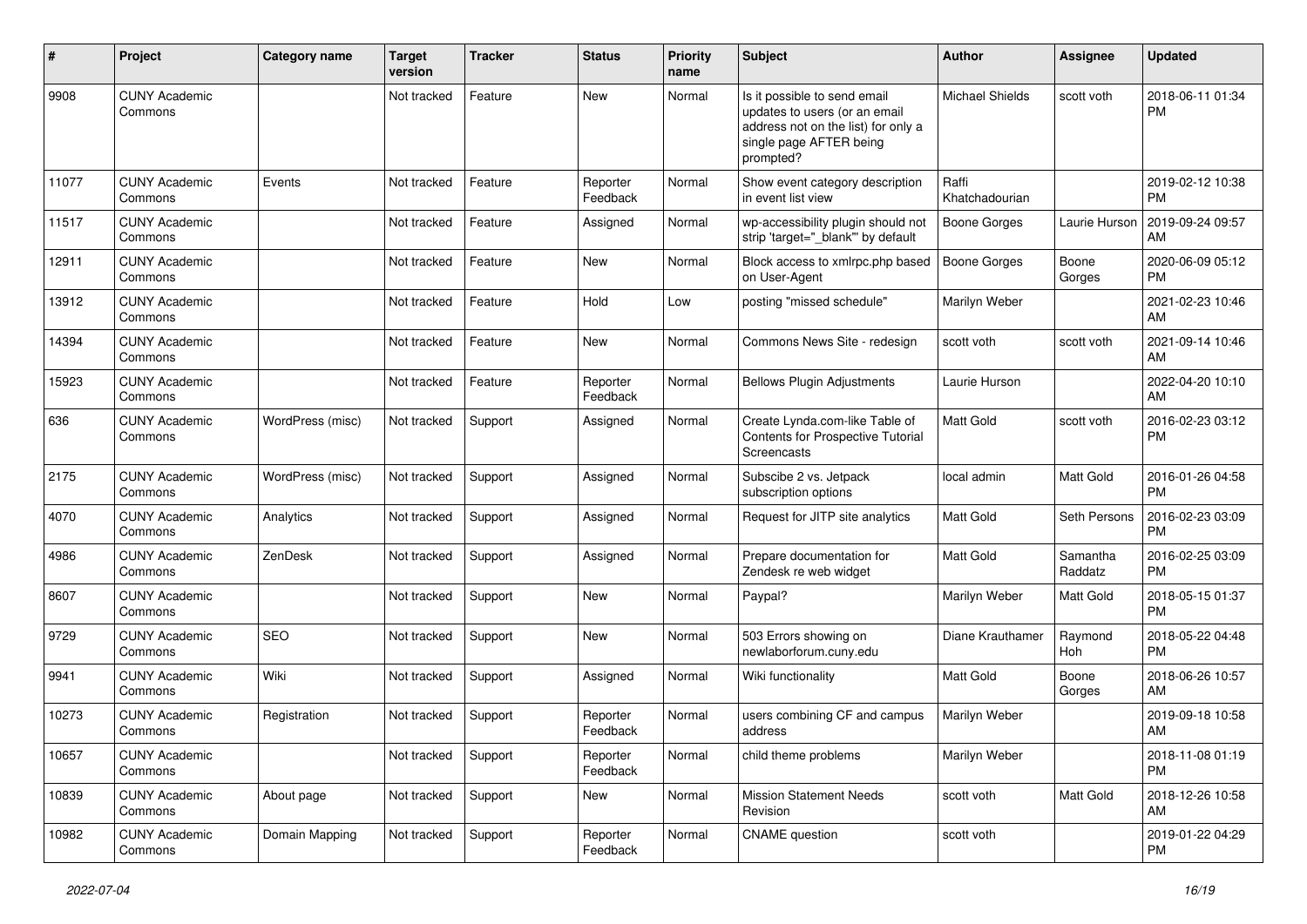| # | Project | Category name | Target version | Tracker | Status | Priority name | Subject | Author | Assignee | Updated |
|---|---|---|---|---|---|---|---|---|---|---|
| 9908 | CUNY Academic Commons | | Not tracked | Feature | New | Normal | Is it possible to send email updates to users (or an email address not on the list) for only a single page AFTER being prompted? | Michael Shields | scott voth | 2018-06-11 01:34 PM |
| 11077 | CUNY Academic Commons | Events | Not tracked | Feature | Reporter Feedback | Normal | Show event category description in event list view | Raffi Khatchadourian | | 2019-02-12 10:38 PM |
| 11517 | CUNY Academic Commons | | Not tracked | Feature | Assigned | Normal | wp-accessibility plugin should not strip 'target="_blank"' by default | Boone Gorges | Laurie Hurson | 2019-09-24 09:57 AM |
| 12911 | CUNY Academic Commons | | Not tracked | Feature | New | Normal | Block access to xmlrpc.php based on User-Agent | Boone Gorges | Boone Gorges | 2020-06-09 05:12 PM |
| 13912 | CUNY Academic Commons | | Not tracked | Feature | Hold | Low | posting "missed schedule" | Marilyn Weber | | 2021-02-23 10:46 AM |
| 14394 | CUNY Academic Commons | | Not tracked | Feature | New | Normal | Commons News Site - redesign | scott voth | scott voth | 2021-09-14 10:46 AM |
| 15923 | CUNY Academic Commons | | Not tracked | Feature | Reporter Feedback | Normal | Bellows Plugin Adjustments | Laurie Hurson | | 2022-04-20 10:10 AM |
| 636 | CUNY Academic Commons | WordPress (misc) | Not tracked | Support | Assigned | Normal | Create Lynda.com-like Table of Contents for Prospective Tutorial Screencasts | Matt Gold | scott voth | 2016-02-23 03:12 PM |
| 2175 | CUNY Academic Commons | WordPress (misc) | Not tracked | Support | Assigned | Normal | Subscibe 2 vs. Jetpack subscription options | local admin | Matt Gold | 2016-01-26 04:58 PM |
| 4070 | CUNY Academic Commons | Analytics | Not tracked | Support | Assigned | Normal | Request for JITP site analytics | Matt Gold | Seth Persons | 2016-02-23 03:09 PM |
| 4986 | CUNY Academic Commons | ZenDesk | Not tracked | Support | Assigned | Normal | Prepare documentation for Zendesk re web widget | Matt Gold | Samantha Raddatz | 2016-02-25 03:09 PM |
| 8607 | CUNY Academic Commons | | Not tracked | Support | New | Normal | Paypal? | Marilyn Weber | Matt Gold | 2018-05-15 01:37 PM |
| 9729 | CUNY Academic Commons | SEO | Not tracked | Support | New | Normal | 503 Errors showing on newlaborforum.cuny.edu | Diane Krauthamer | Raymond Hoh | 2018-05-22 04:48 PM |
| 9941 | CUNY Academic Commons | Wiki | Not tracked | Support | Assigned | Normal | Wiki functionality | Matt Gold | Boone Gorges | 2018-06-26 10:57 AM |
| 10273 | CUNY Academic Commons | Registration | Not tracked | Support | Reporter Feedback | Normal | users combining CF and campus address | Marilyn Weber | | 2019-09-18 10:58 AM |
| 10657 | CUNY Academic Commons | | Not tracked | Support | Reporter Feedback | Normal | child theme problems | Marilyn Weber | | 2018-11-08 01:19 PM |
| 10839 | CUNY Academic Commons | About page | Not tracked | Support | New | Normal | Mission Statement Needs Revision | scott voth | Matt Gold | 2018-12-26 10:58 AM |
| 10982 | CUNY Academic Commons | Domain Mapping | Not tracked | Support | Reporter Feedback | Normal | CNAME question | scott voth | | 2019-01-22 04:29 PM |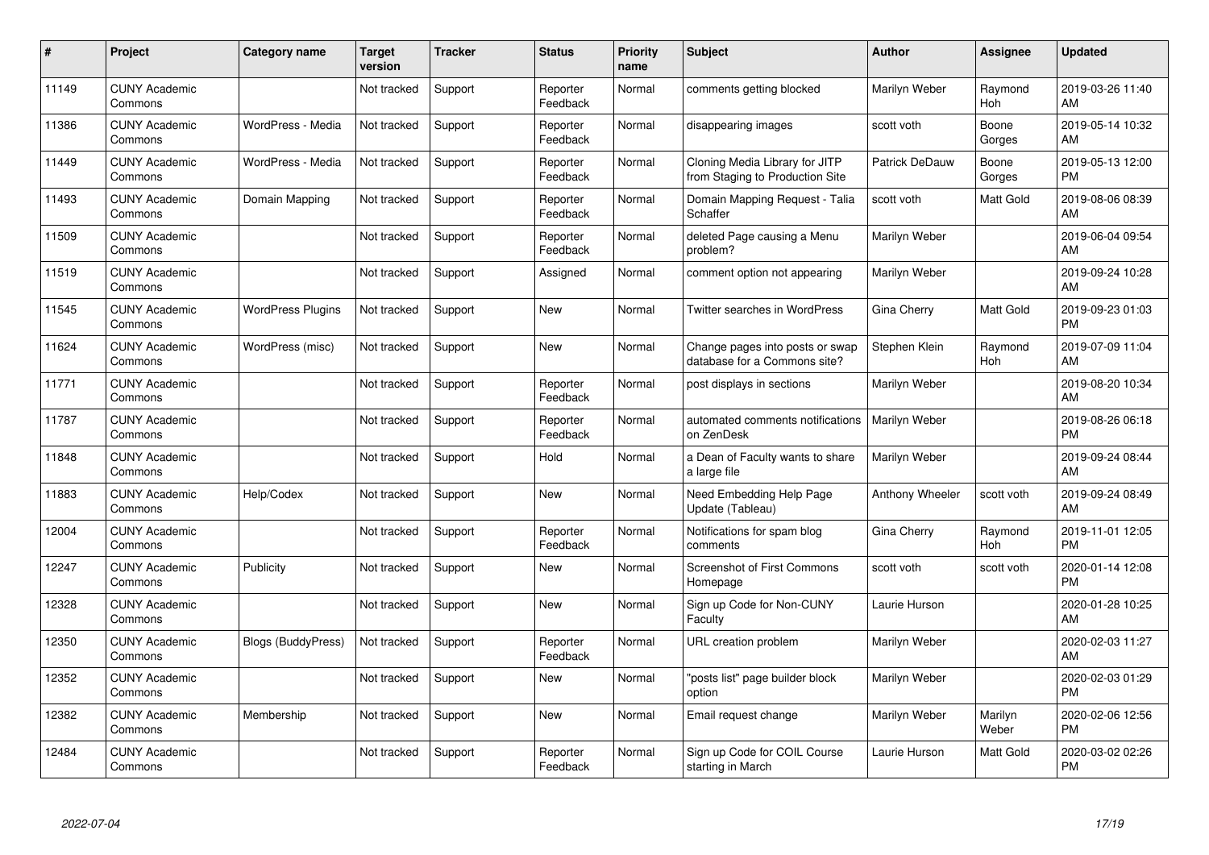| # | Project | Category name | Target version | Tracker | Status | Priority name | Subject | Author | Assignee | Updated |
|---|---|---|---|---|---|---|---|---|---|---|
| 11149 | CUNY Academic Commons | | Not tracked | Support | Reporter Feedback | Normal | comments getting blocked | Marilyn Weber | Raymond Hoh | 2019-03-26 11:40 AM |
| 11386 | CUNY Academic Commons | WordPress - Media | Not tracked | Support | Reporter Feedback | Normal | disappearing images | scott voth | Boone Gorges | 2019-05-14 10:32 AM |
| 11449 | CUNY Academic Commons | WordPress - Media | Not tracked | Support | Reporter Feedback | Normal | Cloning Media Library for JITP from Staging to Production Site | Patrick DeDauw | Boone Gorges | 2019-05-13 12:00 PM |
| 11493 | CUNY Academic Commons | Domain Mapping | Not tracked | Support | Reporter Feedback | Normal | Domain Mapping Request - Talia Schaffer | scott voth | Matt Gold | 2019-08-06 08:39 AM |
| 11509 | CUNY Academic Commons | | Not tracked | Support | Reporter Feedback | Normal | deleted Page causing a Menu problem? | Marilyn Weber | | 2019-06-04 09:54 AM |
| 11519 | CUNY Academic Commons | | Not tracked | Support | Assigned | Normal | comment option not appearing | Marilyn Weber | | 2019-09-24 10:28 AM |
| 11545 | CUNY Academic Commons | WordPress Plugins | Not tracked | Support | New | Normal | Twitter searches in WordPress | Gina Cherry | Matt Gold | 2019-09-23 01:03 PM |
| 11624 | CUNY Academic Commons | WordPress (misc) | Not tracked | Support | New | Normal | Change pages into posts or swap database for a Commons site? | Stephen Klein | Raymond Hoh | 2019-07-09 11:04 AM |
| 11771 | CUNY Academic Commons | | Not tracked | Support | Reporter Feedback | Normal | post displays in sections | Marilyn Weber | | 2019-08-20 10:34 AM |
| 11787 | CUNY Academic Commons | | Not tracked | Support | Reporter Feedback | Normal | automated comments notifications on ZenDesk | Marilyn Weber | | 2019-08-26 06:18 PM |
| 11848 | CUNY Academic Commons | | Not tracked | Support | Hold | Normal | a Dean of Faculty wants to share a large file | Marilyn Weber | | 2019-09-24 08:44 AM |
| 11883 | CUNY Academic Commons | Help/Codex | Not tracked | Support | New | Normal | Need Embedding Help Page Update (Tableau) | Anthony Wheeler | scott voth | 2019-09-24 08:49 AM |
| 12004 | CUNY Academic Commons | | Not tracked | Support | Reporter Feedback | Normal | Notifications for spam blog comments | Gina Cherry | Raymond Hoh | 2019-11-01 12:05 PM |
| 12247 | CUNY Academic Commons | Publicity | Not tracked | Support | New | Normal | Screenshot of First Commons Homepage | scott voth | scott voth | 2020-01-14 12:08 PM |
| 12328 | CUNY Academic Commons | | Not tracked | Support | New | Normal | Sign up Code for Non-CUNY Faculty | Laurie Hurson | | 2020-01-28 10:25 AM |
| 12350 | CUNY Academic Commons | Blogs (BuddyPress) | Not tracked | Support | Reporter Feedback | Normal | URL creation problem | Marilyn Weber | | 2020-02-03 11:27 AM |
| 12352 | CUNY Academic Commons | | Not tracked | Support | New | Normal | "posts list" page builder block option | Marilyn Weber | | 2020-02-03 01:29 PM |
| 12382 | CUNY Academic Commons | Membership | Not tracked | Support | New | Normal | Email request change | Marilyn Weber | Marilyn Weber | 2020-02-06 12:56 PM |
| 12484 | CUNY Academic Commons | | Not tracked | Support | Reporter Feedback | Normal | Sign up Code for COIL Course starting in March | Laurie Hurson | Matt Gold | 2020-03-02 02:26 PM |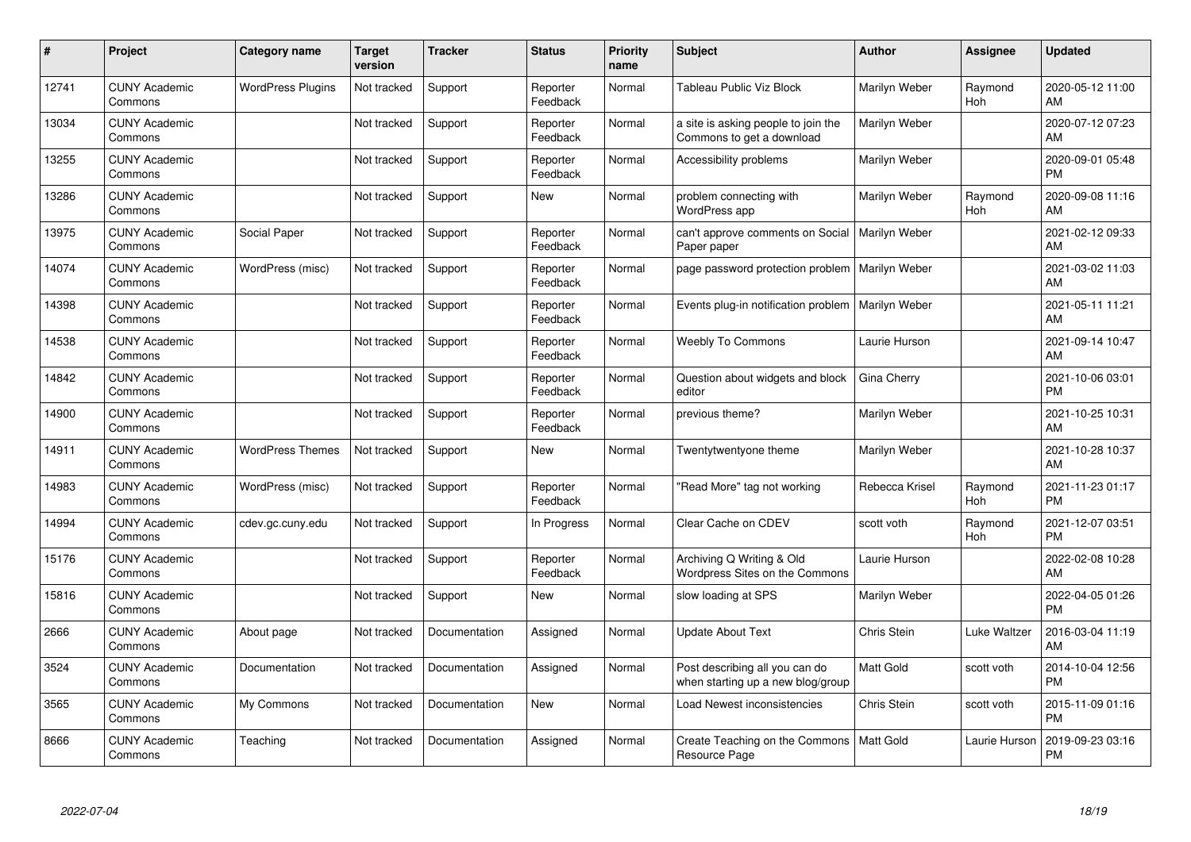| # | Project | Category name | Target version | Tracker | Status | Priority name | Subject | Author | Assignee | Updated |
|---|---|---|---|---|---|---|---|---|---|---|
| 12741 | CUNY Academic Commons | WordPress Plugins | Not tracked | Support | Reporter Feedback | Normal | Tableau Public Viz Block | Marilyn Weber | Raymond Hoh | 2020-05-12 11:00 AM |
| 13034 | CUNY Academic Commons | | Not tracked | Support | Reporter Feedback | Normal | a site is asking people to join the Commons to get a download | Marilyn Weber | | 2020-07-12 07:23 AM |
| 13255 | CUNY Academic Commons | | Not tracked | Support | Reporter Feedback | Normal | Accessibility problems | Marilyn Weber | | 2020-09-01 05:48 PM |
| 13286 | CUNY Academic Commons | | Not tracked | Support | New | Normal | problem connecting with WordPress app | Marilyn Weber | Raymond Hoh | 2020-09-08 11:16 AM |
| 13975 | CUNY Academic Commons | Social Paper | Not tracked | Support | Reporter Feedback | Normal | can't approve comments on Social Paper paper | Marilyn Weber | | 2021-02-12 09:33 AM |
| 14074 | CUNY Academic Commons | WordPress (misc) | Not tracked | Support | Reporter Feedback | Normal | page password protection problem | Marilyn Weber | | 2021-03-02 11:03 AM |
| 14398 | CUNY Academic Commons | | Not tracked | Support | Reporter Feedback | Normal | Events plug-in notification problem | Marilyn Weber | | 2021-05-11 11:21 AM |
| 14538 | CUNY Academic Commons | | Not tracked | Support | Reporter Feedback | Normal | Weebly To Commons | Laurie Hurson | | 2021-09-14 10:47 AM |
| 14842 | CUNY Academic Commons | | Not tracked | Support | Reporter Feedback | Normal | Question about widgets and block editor | Gina Cherry | | 2021-10-06 03:01 PM |
| 14900 | CUNY Academic Commons | | Not tracked | Support | Reporter Feedback | Normal | previous theme? | Marilyn Weber | | 2021-10-25 10:31 AM |
| 14911 | CUNY Academic Commons | WordPress Themes | Not tracked | Support | New | Normal | Twentytwentyone theme | Marilyn Weber | | 2021-10-28 10:37 AM |
| 14983 | CUNY Academic Commons | WordPress (misc) | Not tracked | Support | Reporter Feedback | Normal | "Read More" tag not working | Rebecca Krisel | Raymond Hoh | 2021-11-23 01:17 PM |
| 14994 | CUNY Academic Commons | cdev.gc.cuny.edu | Not tracked | Support | In Progress | Normal | Clear Cache on CDEV | scott voth | Raymond Hoh | 2021-12-07 03:51 PM |
| 15176 | CUNY Academic Commons | | Not tracked | Support | Reporter Feedback | Normal | Archiving Q Writing & Old Wordpress Sites on the Commons | Laurie Hurson | | 2022-02-08 10:28 AM |
| 15816 | CUNY Academic Commons | | Not tracked | Support | New | Normal | slow loading at SPS | Marilyn Weber | | 2022-04-05 01:26 PM |
| 2666 | CUNY Academic Commons | About page | Not tracked | Documentation | Assigned | Normal | Update About Text | Chris Stein | Luke Waltzer | 2016-03-04 11:19 AM |
| 3524 | CUNY Academic Commons | Documentation | Not tracked | Documentation | Assigned | Normal | Post describing all you can do when starting up a new blog/group | Matt Gold | scott voth | 2014-10-04 12:56 PM |
| 3565 | CUNY Academic Commons | My Commons | Not tracked | Documentation | New | Normal | Load Newest inconsistencies | Chris Stein | scott voth | 2015-11-09 01:16 PM |
| 8666 | CUNY Academic Commons | Teaching | Not tracked | Documentation | Assigned | Normal | Create Teaching on the Commons Resource Page | Matt Gold | Laurie Hurson | 2019-09-23 03:16 PM |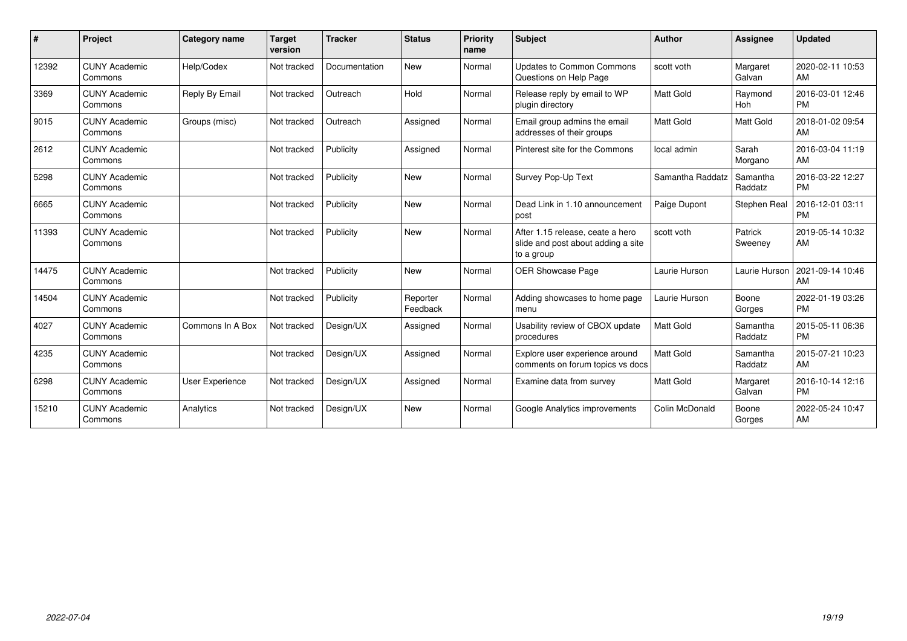| # | Project | Category name | Target version | Tracker | Status | Priority name | Subject | Author | Assignee | Updated |
|---|---|---|---|---|---|---|---|---|---|---|
| 12392 | CUNY Academic Commons | Help/Codex | Not tracked | Documentation | New | Normal | Updates to Common Commons Questions on Help Page | scott voth | Margaret Galvan | 2020-02-11 10:53 AM |
| 3369 | CUNY Academic Commons | Reply By Email | Not tracked | Outreach | Hold | Normal | Release reply by email to WP plugin directory | Matt Gold | Raymond Hoh | 2016-03-01 12:46 PM |
| 9015 | CUNY Academic Commons | Groups (misc) | Not tracked | Outreach | Assigned | Normal | Email group admins the email addresses of their groups | Matt Gold | Matt Gold | 2018-01-02 09:54 AM |
| 2612 | CUNY Academic Commons | | Not tracked | Publicity | Assigned | Normal | Pinterest site for the Commons | local admin | Sarah Morgano | 2016-03-04 11:19 AM |
| 5298 | CUNY Academic Commons | | Not tracked | Publicity | New | Normal | Survey Pop-Up Text | Samantha Raddatz | Samantha Raddatz | 2016-03-22 12:27 PM |
| 6665 | CUNY Academic Commons | | Not tracked | Publicity | New | Normal | Dead Link in 1.10 announcement post | Paige Dupont | Stephen Real | 2016-12-01 03:11 PM |
| 11393 | CUNY Academic Commons | | Not tracked | Publicity | New | Normal | After 1.15 release, ceate a hero slide and post about adding a site to a group | scott voth | Patrick Sweeney | 2019-05-14 10:32 AM |
| 14475 | CUNY Academic Commons | | Not tracked | Publicity | New | Normal | OER Showcase Page | Laurie Hurson | Laurie Hurson | 2021-09-14 10:46 AM |
| 14504 | CUNY Academic Commons | | Not tracked | Publicity | Reporter Feedback | Normal | Adding showcases to home page menu | Laurie Hurson | Boone Gorges | 2022-01-19 03:26 PM |
| 4027 | CUNY Academic Commons | Commons In A Box | Not tracked | Design/UX | Assigned | Normal | Usability review of CBOX update procedures | Matt Gold | Samantha Raddatz | 2015-05-11 06:36 PM |
| 4235 | CUNY Academic Commons | | Not tracked | Design/UX | Assigned | Normal | Explore user experience around comments on forum topics vs docs | Matt Gold | Samantha Raddatz | 2015-07-21 10:23 AM |
| 6298 | CUNY Academic Commons | User Experience | Not tracked | Design/UX | Assigned | Normal | Examine data from survey | Matt Gold | Margaret Galvan | 2016-10-14 12:16 PM |
| 15210 | CUNY Academic Commons | Analytics | Not tracked | Design/UX | New | Normal | Google Analytics improvements | Colin McDonald | Boone Gorges | 2022-05-24 10:47 AM |